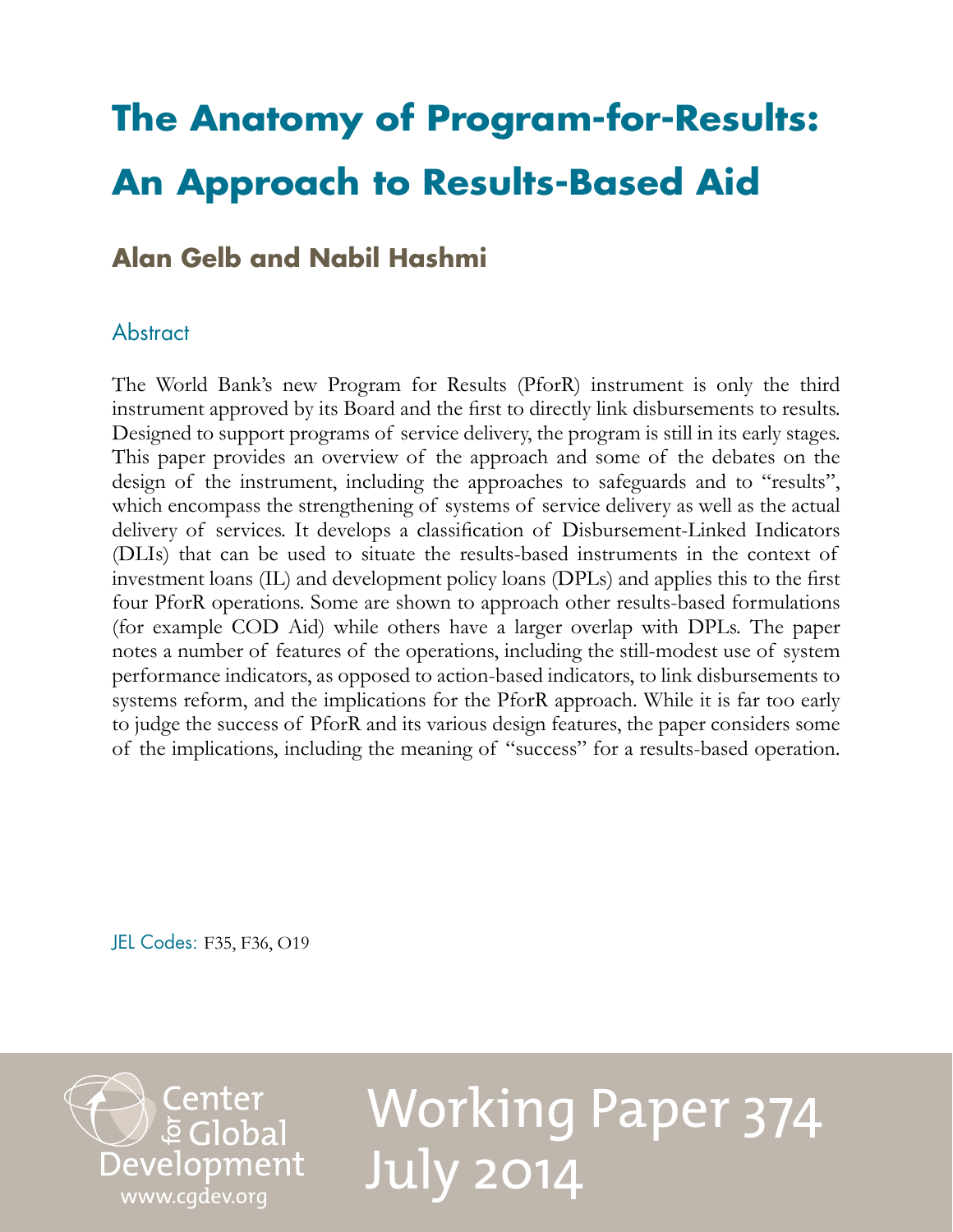# The Anatomy of Program-for-Results: An Approach to Results-Based Aid

## Alan Gelb and Nabil Hashmi

### Abstract

The World Bank's new Program for Results (PforR) instrument is only the third instrument approved by its Board and the first to directly link disbursements to results. Designed to support programs of service delivery, the program is still in its early stages. This paper provides an overview of the approach and some of the debates on the design of the instrument, including the approaches to safeguards and to "results", which encompass the strengthening of systems of service delivery as well as the actual delivery of services. It develops a classification of Disbursement-Linked Indicators (DLIs) that can be used to situate the results-based instruments in the context of investment loans (IL) and development policy loans (DPLs) and applies this to the first four PforR operations. Some are shown to approach other results-based formulations (for example COD Aid) while others have a larger overlap with DPLs. The paper notes a number of features of the operations, including the still-modest use of system performance indicators, as opposed to action-based indicators, to link disbursements to systems reform, and the implications for the PforR approach. While it is far too early to judge the success of PforR and its various design features, the paper considers some of the implications, including the meaning of "success" for a results-based operation.

JEL Codes: F35, F36, O19

Center for Global Development
www.cgdev.org

Working Paper 374
July 2014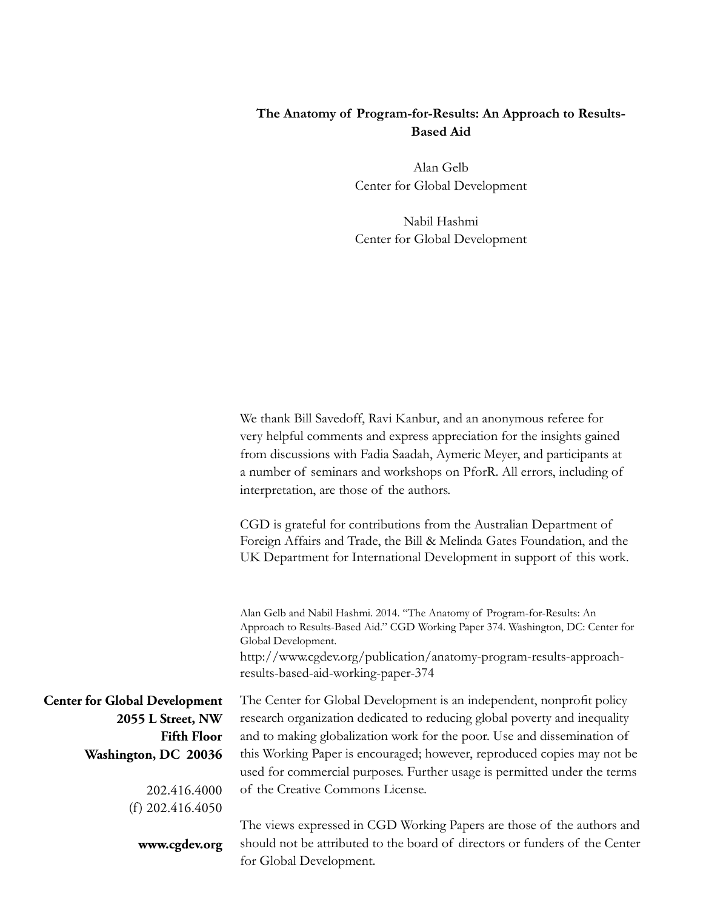**The Anatomy of Program-for-Results: An Approach to Results-Based Aid**

Alan Gelb
Center for Global Development

Nabil Hashmi
Center for Global Development

We thank Bill Savedoff, Ravi Kanbur, and an anonymous referee for very helpful comments and express appreciation for the insights gained from discussions with Fadia Saadah, Aymeric Meyer, and participants at a number of seminars and workshops on PforR. All errors, including of interpretation, are those of the authors.

CGD is grateful for contributions from the Australian Department of Foreign Affairs and Trade, the Bill & Melinda Gates Foundation, and the UK Department for International Development in support of this work.

Alan Gelb and Nabil Hashmi. 2014. "The Anatomy of Program-for-Results: An Approach to Results-Based Aid." CGD Working Paper 374. Washington, DC: Center for Global Development.
http://www.cgdev.org/publication/anatomy-program-results-approach-results-based-aid-working-paper-374

**Center for Global Development**
**2055 L Street, NW**
**Fifth Floor**
**Washington, DC 20036**

202.416.4000
(f) 202.416.4050

**www.cgdev.org**

The Center for Global Development is an independent, nonprofit policy research organization dedicated to reducing global poverty and inequality and to making globalization work for the poor. Use and dissemination of this Working Paper is encouraged; however, reproduced copies may not be used for commercial purposes. Further usage is permitted under the terms of the Creative Commons License.

The views expressed in CGD Working Papers are those of the authors and should not be attributed to the board of directors or funders of the Center for Global Development.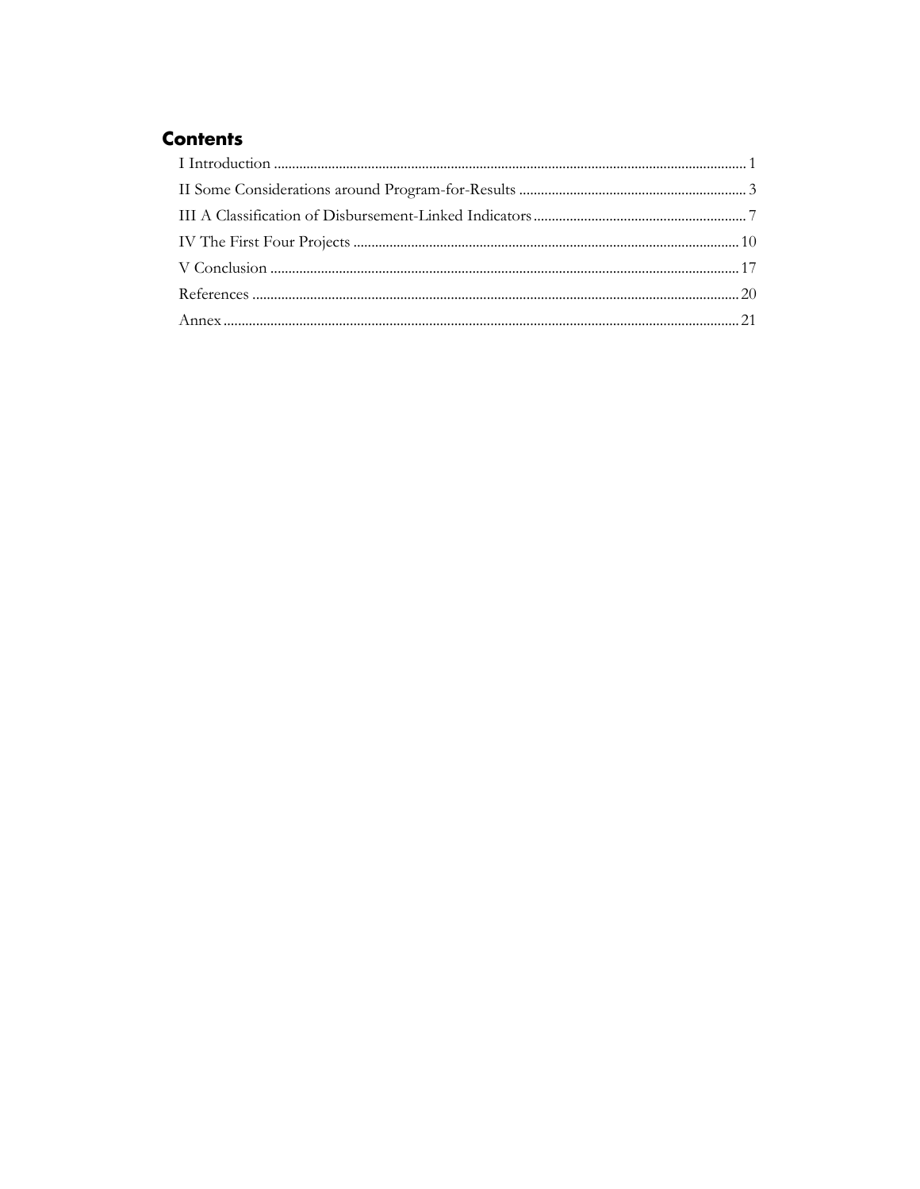## Contents

- I Introduction ..... 1
- II Some Considerations around Program-for-Results ..... 3
- III A Classification of Disbursement-Linked Indicators ..... 7
- IV The First Four Projects ..... 10
- V Conclusion ..... 17
- References ..... 20
- Annex ..... 21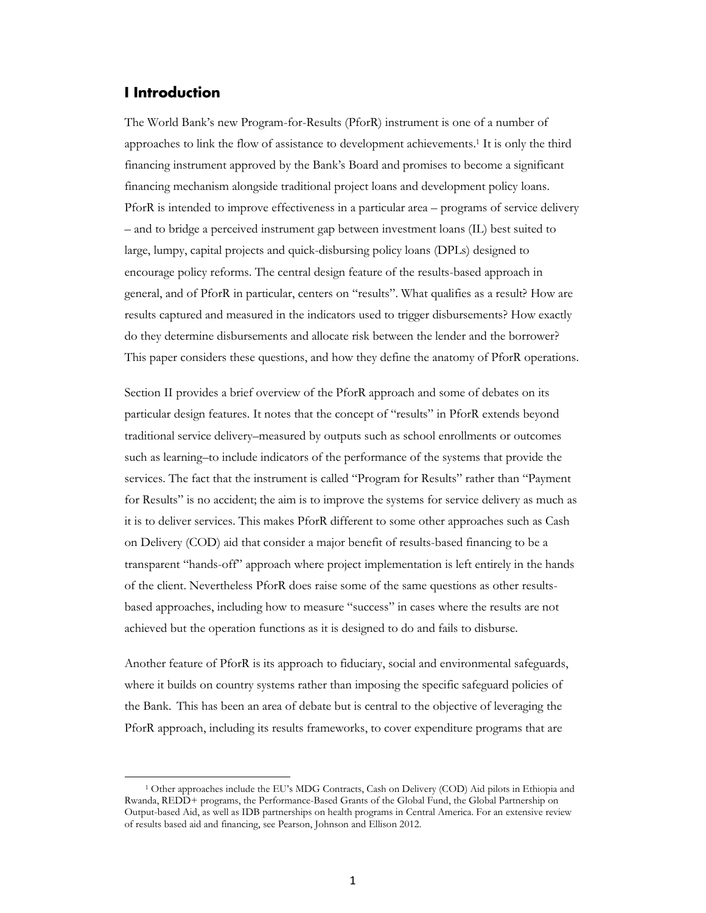# I Introduction

The World Bank's new Program-for-Results (PforR) instrument is one of a number of approaches to link the flow of assistance to development achievements.[1] It is only the third financing instrument approved by the Bank's Board and promises to become a significant financing mechanism alongside traditional project loans and development policy loans. PforR is intended to improve effectiveness in a particular area – programs of service delivery – and to bridge a perceived instrument gap between investment loans (IL) best suited to large, lumpy, capital projects and quick-disbursing policy loans (DPLs) designed to encourage policy reforms. The central design feature of the results-based approach in general, and of PforR in particular, centers on "results". What qualifies as a result? How are results captured and measured in the indicators used to trigger disbursements? How exactly do they determine disbursements and allocate risk between the lender and the borrower? This paper considers these questions, and how they define the anatomy of PforR operations.

Section II provides a brief overview of the PforR approach and some of debates on its particular design features. It notes that the concept of "results" in PforR extends beyond traditional service delivery–measured by outputs such as school enrollments or outcomes such as learning–to include indicators of the performance of the systems that provide the services. The fact that the instrument is called "Program for Results" rather than "Payment for Results" is no accident; the aim is to improve the systems for service delivery as much as it is to deliver services. This makes PforR different to some other approaches such as Cash on Delivery (COD) aid that consider a major benefit of results-based financing to be a transparent "hands-off" approach where project implementation is left entirely in the hands of the client. Nevertheless PforR does raise some of the same questions as other results-based approaches, including how to measure "success" in cases where the results are not achieved but the operation functions as it is designed to do and fails to disburse.

Another feature of PforR is its approach to fiduciary, social and environmental safeguards, where it builds on country systems rather than imposing the specific safeguard policies of the Bank. This has been an area of debate but is central to the objective of leveraging the PforR approach, including its results frameworks, to cover expenditure programs that are

[1] Other approaches include the EU's MDG Contracts, Cash on Delivery (COD) Aid pilots in Ethiopia and Rwanda, REDD+ programs, the Performance-Based Grants of the Global Fund, the Global Partnership on Output-based Aid, as well as IDB partnerships on health programs in Central America. For an extensive review of results based aid and financing, see Pearson, Johnson and Ellison 2012.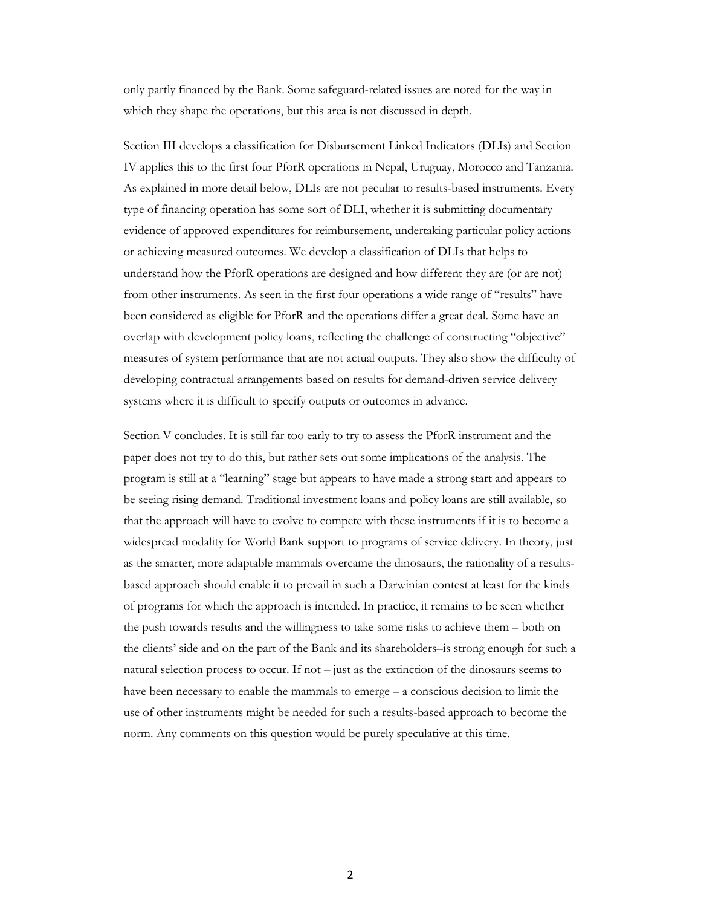only partly financed by the Bank. Some safeguard-related issues are noted for the way in which they shape the operations, but this area is not discussed in depth.

Section III develops a classification for Disbursement Linked Indicators (DLIs) and Section IV applies this to the first four PforR operations in Nepal, Uruguay, Morocco and Tanzania. As explained in more detail below, DLIs are not peculiar to results-based instruments. Every type of financing operation has some sort of DLI, whether it is submitting documentary evidence of approved expenditures for reimbursement, undertaking particular policy actions or achieving measured outcomes. We develop a classification of DLIs that helps to understand how the PforR operations are designed and how different they are (or are not) from other instruments. As seen in the first four operations a wide range of "results" have been considered as eligible for PforR and the operations differ a great deal. Some have an overlap with development policy loans, reflecting the challenge of constructing "objective" measures of system performance that are not actual outputs. They also show the difficulty of developing contractual arrangements based on results for demand-driven service delivery systems where it is difficult to specify outputs or outcomes in advance.

Section V concludes. It is still far too early to try to assess the PforR instrument and the paper does not try to do this, but rather sets out some implications of the analysis. The program is still at a "learning" stage but appears to have made a strong start and appears to be seeing rising demand. Traditional investment loans and policy loans are still available, so that the approach will have to evolve to compete with these instruments if it is to become a widespread modality for World Bank support to programs of service delivery. In theory, just as the smarter, more adaptable mammals overcame the dinosaurs, the rationality of a results-based approach should enable it to prevail in such a Darwinian contest at least for the kinds of programs for which the approach is intended. In practice, it remains to be seen whether the push towards results and the willingness to take some risks to achieve them – both on the clients' side and on the part of the Bank and its shareholders–is strong enough for such a natural selection process to occur. If not – just as the extinction of the dinosaurs seems to have been necessary to enable the mammals to emerge – a conscious decision to limit the use of other instruments might be needed for such a results-based approach to become the norm. Any comments on this question would be purely speculative at this time.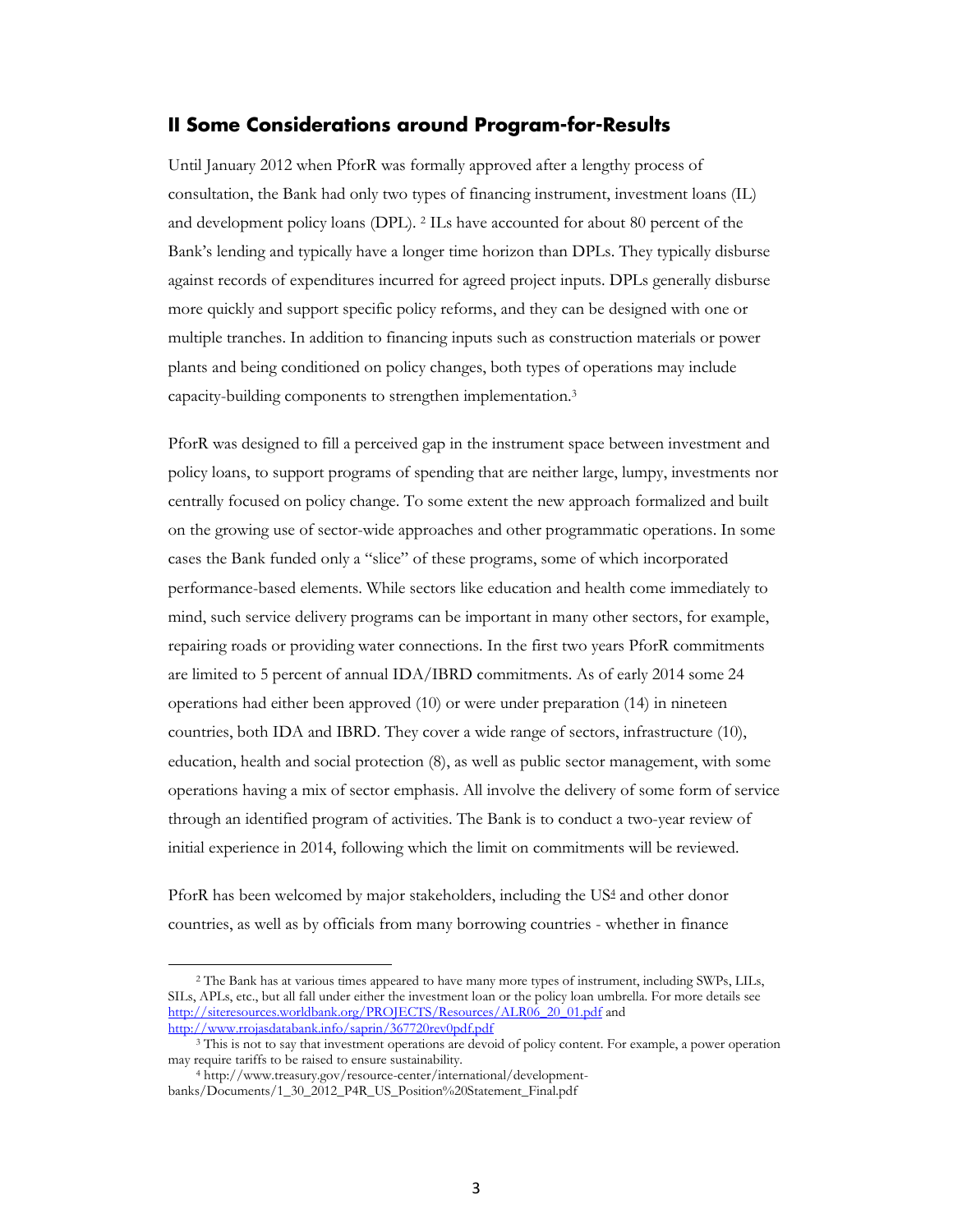## II Some Considerations around Program-for-Results

Until January 2012 when PforR was formally approved after a lengthy process of consultation, the Bank had only two types of financing instrument, investment loans (IL) and development policy loans (DPL). [2] ILs have accounted for about 80 percent of the Bank's lending and typically have a longer time horizon than DPLs. They typically disburse against records of expenditures incurred for agreed project inputs. DPLs generally disburse more quickly and support specific policy reforms, and they can be designed with one or multiple tranches. In addition to financing inputs such as construction materials or power plants and being conditioned on policy changes, both types of operations may include capacity-building components to strengthen implementation.[3]

PforR was designed to fill a perceived gap in the instrument space between investment and policy loans, to support programs of spending that are neither large, lumpy, investments nor centrally focused on policy change. To some extent the new approach formalized and built on the growing use of sector-wide approaches and other programmatic operations. In some cases the Bank funded only a "slice" of these programs, some of which incorporated performance-based elements. While sectors like education and health come immediately to mind, such service delivery programs can be important in many other sectors, for example, repairing roads or providing water connections. In the first two years PforR commitments are limited to 5 percent of annual IDA/IBRD commitments. As of early 2014 some 24 operations had either been approved (10) or were under preparation (14) in nineteen countries, both IDA and IBRD. They cover a wide range of sectors, infrastructure (10), education, health and social protection (8), as well as public sector management, with some operations having a mix of sector emphasis. All involve the delivery of some form of service through an identified program of activities. The Bank is to conduct a two-year review of initial experience in 2014, following which the limit on commitments will be reviewed.

PforR has been welcomed by major stakeholders, including the US[4] and other donor countries, as well as by officials from many borrowing countries - whether in finance

---

[2] The Bank has at various times appeared to have many more types of instrument, including SWPs, LILs, SILs, APLs, etc., but all fall under either the investment loan or the policy loan umbrella. For more details see http://siteresources.worldbank.org/PROJECTS/Resources/ALR06_20_01.pdf and http://www.rrojasdatabank.info/saprin/367720rev0pdf.pdf

[3] This is not to say that investment operations are devoid of policy content. For example, a power operation may require tariffs to be raised to ensure sustainability.

[4] http://www.treasury.gov/resource-center/international/development-banks/Documents/1_30_2012_P4R_US_Position%20Statement_Final.pdf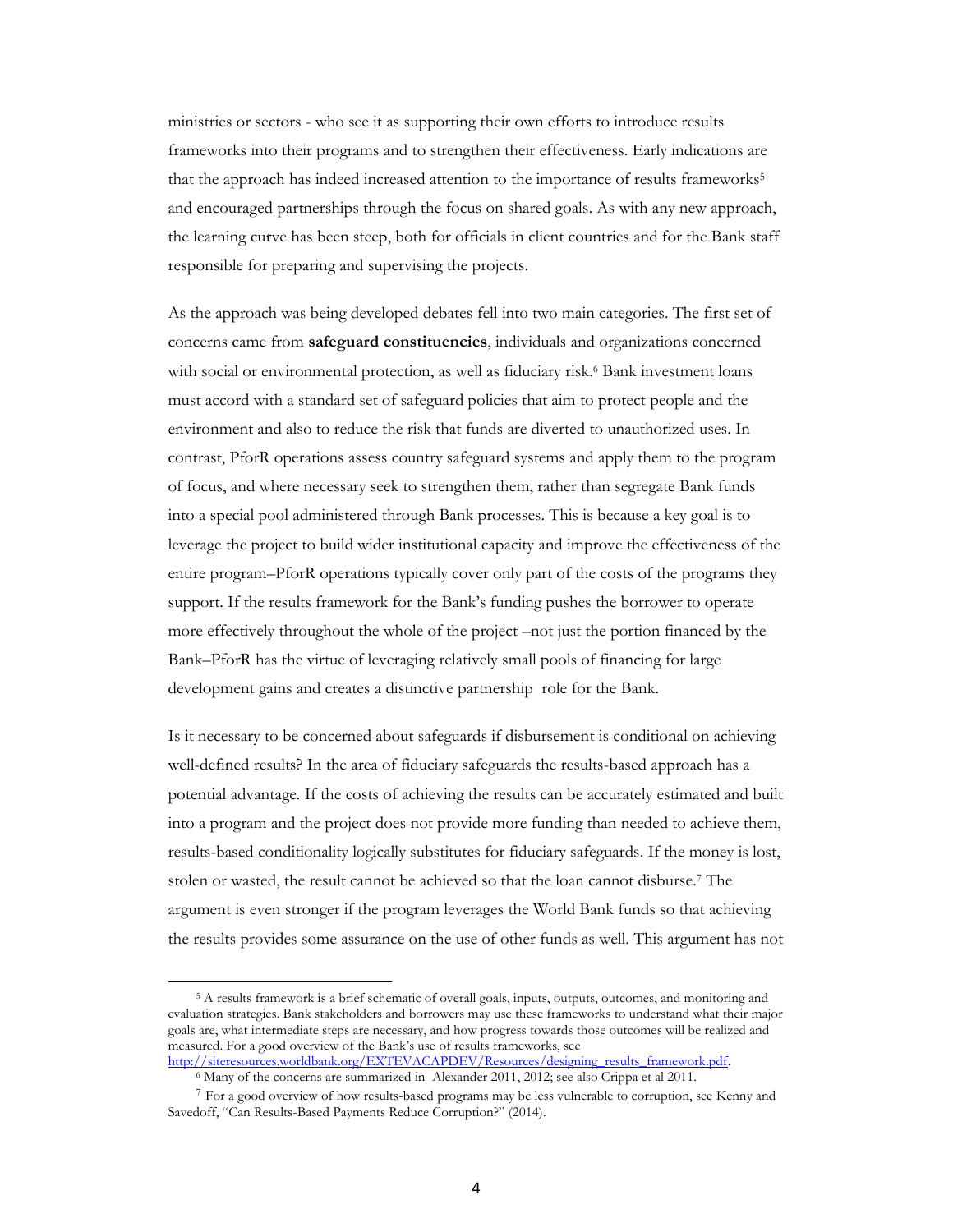ministries or sectors - who see it as supporting their own efforts to introduce results frameworks into their programs and to strengthen their effectiveness. Early indications are that the approach has indeed increased attention to the importance of results frameworks[5] and encouraged partnerships through the focus on shared goals. As with any new approach, the learning curve has been steep, both for officials in client countries and for the Bank staff responsible for preparing and supervising the projects.

As the approach was being developed debates fell into two main categories. The first set of concerns came from **safeguard constituencies**, individuals and organizations concerned with social or environmental protection, as well as fiduciary risk.[6] Bank investment loans must accord with a standard set of safeguard policies that aim to protect people and the environment and also to reduce the risk that funds are diverted to unauthorized uses. In contrast, PforR operations assess country safeguard systems and apply them to the program of focus, and where necessary seek to strengthen them, rather than segregate Bank funds into a special pool administered through Bank processes. This is because a key goal is to leverage the project to build wider institutional capacity and improve the effectiveness of the entire program–PforR operations typically cover only part of the costs of the programs they support. If the results framework for the Bank's funding pushes the borrower to operate more effectively throughout the whole of the project –not just the portion financed by the Bank–PforR has the virtue of leveraging relatively small pools of financing for large development gains and creates a distinctive partnership role for the Bank.

Is it necessary to be concerned about safeguards if disbursement is conditional on achieving well-defined results? In the area of fiduciary safeguards the results-based approach has a potential advantage. If the costs of achieving the results can be accurately estimated and built into a program and the project does not provide more funding than needed to achieve them, results-based conditionality logically substitutes for fiduciary safeguards. If the money is lost, stolen or wasted, the result cannot be achieved so that the loan cannot disburse.[7] The argument is even stronger if the program leverages the World Bank funds so that achieving the results provides some assurance on the use of other funds as well. This argument has not

---

[5] A results framework is a brief schematic of overall goals, inputs, outputs, outcomes, and monitoring and evaluation strategies. Bank stakeholders and borrowers may use these frameworks to understand what their major goals are, what intermediate steps are necessary, and how progress towards those outcomes will be realized and measured. For a good overview of the Bank's use of results frameworks, see http://siteresources.worldbank.org/EXTEVACAPDEV/Resources/designing_results_framework.pdf.

[6] Many of the concerns are summarized in Alexander 2011, 2012; see also Crippa et al 2011.

[7] For a good overview of how results-based programs may be less vulnerable to corruption, see Kenny and Savedoff, "Can Results-Based Payments Reduce Corruption?" (2014).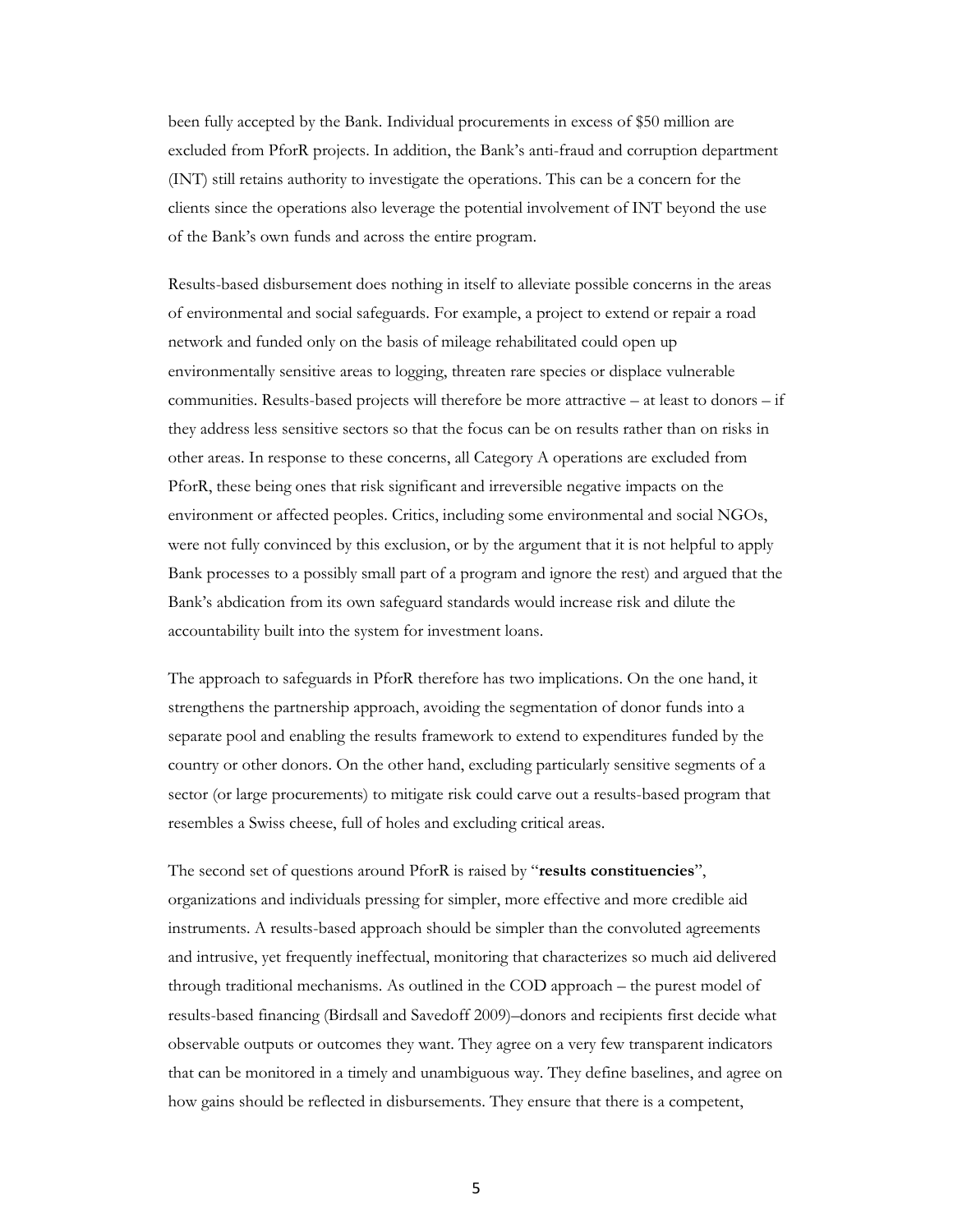been fully accepted by the Bank. Individual procurements in excess of $50 million are excluded from PforR projects. In addition, the Bank's anti-fraud and corruption department (INT) still retains authority to investigate the operations. This can be a concern for the clients since the operations also leverage the potential involvement of INT beyond the use of the Bank's own funds and across the entire program.

Results-based disbursement does nothing in itself to alleviate possible concerns in the areas of environmental and social safeguards. For example, a project to extend or repair a road network and funded only on the basis of mileage rehabilitated could open up environmentally sensitive areas to logging, threaten rare species or displace vulnerable communities. Results-based projects will therefore be more attractive – at least to donors – if they address less sensitive sectors so that the focus can be on results rather than on risks in other areas. In response to these concerns, all Category A operations are excluded from PforR, these being ones that risk significant and irreversible negative impacts on the environment or affected peoples. Critics, including some environmental and social NGOs, were not fully convinced by this exclusion, or by the argument that it is not helpful to apply Bank processes to a possibly small part of a program and ignore the rest) and argued that the Bank's abdication from its own safeguard standards would increase risk and dilute the accountability built into the system for investment loans.

The approach to safeguards in PforR therefore has two implications. On the one hand, it strengthens the partnership approach, avoiding the segmentation of donor funds into a separate pool and enabling the results framework to extend to expenditures funded by the country or other donors. On the other hand, excluding particularly sensitive segments of a sector (or large procurements) to mitigate risk could carve out a results-based program that resembles a Swiss cheese, full of holes and excluding critical areas.

The second set of questions around PforR is raised by "**results constituencies**", organizations and individuals pressing for simpler, more effective and more credible aid instruments. A results-based approach should be simpler than the convoluted agreements and intrusive, yet frequently ineffectual, monitoring that characterizes so much aid delivered through traditional mechanisms. As outlined in the COD approach – the purest model of results-based financing (Birdsall and Savedoff 2009)–donors and recipients first decide what observable outputs or outcomes they want. They agree on a very few transparent indicators that can be monitored in a timely and unambiguous way. They define baselines, and agree on how gains should be reflected in disbursements. They ensure that there is a competent,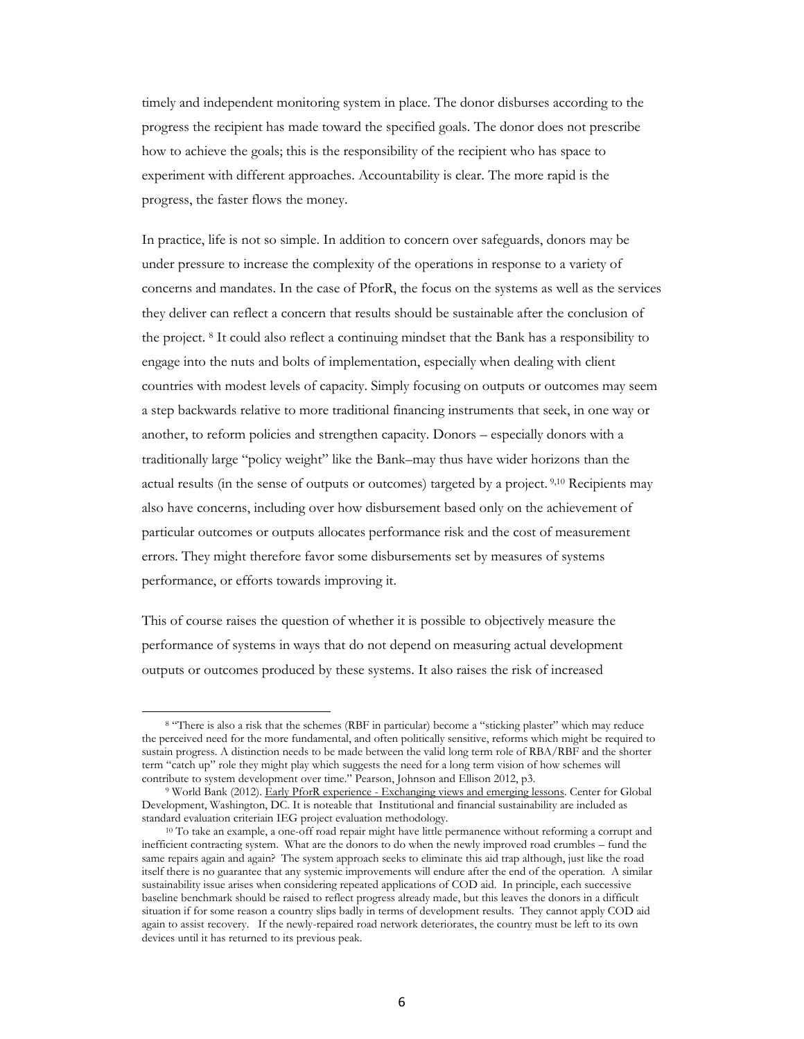timely and independent monitoring system in place. The donor disburses according to the progress the recipient has made toward the specified goals. The donor does not prescribe how to achieve the goals; this is the responsibility of the recipient who has space to experiment with different approaches. Accountability is clear. The more rapid is the progress, the faster flows the money.

In practice, life is not so simple. In addition to concern over safeguards, donors may be under pressure to increase the complexity of the operations in response to a variety of concerns and mandates. In the case of PforR, the focus on the systems as well as the services they deliver can reflect a concern that results should be sustainable after the conclusion of the project. [8] It could also reflect a continuing mindset that the Bank has a responsibility to engage into the nuts and bolts of implementation, especially when dealing with client countries with modest levels of capacity. Simply focusing on outputs or outcomes may seem a step backwards relative to more traditional financing instruments that seek, in one way or another, to reform policies and strengthen capacity. Donors – especially donors with a traditionally large "policy weight" like the Bank–may thus have wider horizons than the actual results (in the sense of outputs or outcomes) targeted by a project. [9,10] Recipients may also have concerns, including over how disbursement based only on the achievement of particular outcomes or outputs allocates performance risk and the cost of measurement errors. They might therefore favor some disbursements set by measures of systems performance, or efforts towards improving it.

This of course raises the question of whether it is possible to objectively measure the performance of systems in ways that do not depend on measuring actual development outputs or outcomes produced by these systems. It also raises the risk of increased

---

[8] "There is also a risk that the schemes (RBF in particular) become a "sticking plaster" which may reduce the perceived need for the more fundamental, and often politically sensitive, reforms which might be required to sustain progress. A distinction needs to be made between the valid long term role of RBA/RBF and the shorter term "catch up" role they might play which suggests the need for a long term vision of how schemes will contribute to system development over time." Pearson, Johnson and Ellison 2012, p3.

[9] World Bank (2012). Early PforR experience - Exchanging views and emerging lessons. Center for Global Development, Washington, DC. It is noteable that Institutional and financial sustainability are included as standard evaluation criteriain IEG project evaluation methodology.

[10] To take an example, a one-off road repair might have little permanence without reforming a corrupt and inefficient contracting system. What are the donors to do when the newly improved road crumbles – fund the same repairs again and again? The system approach seeks to eliminate this aid trap although, just like the road itself there is no guarantee that any systemic improvements will endure after the end of the operation. A similar sustainability issue arises when considering repeated applications of COD aid. In principle, each successive baseline benchmark should be raised to reflect progress already made, but this leaves the donors in a difficult situation if for some reason a country slips badly in terms of development results. They cannot apply COD aid again to assist recovery. If the newly-repaired road network deteriorates, the country must be left to its own devices until it has returned to its previous peak.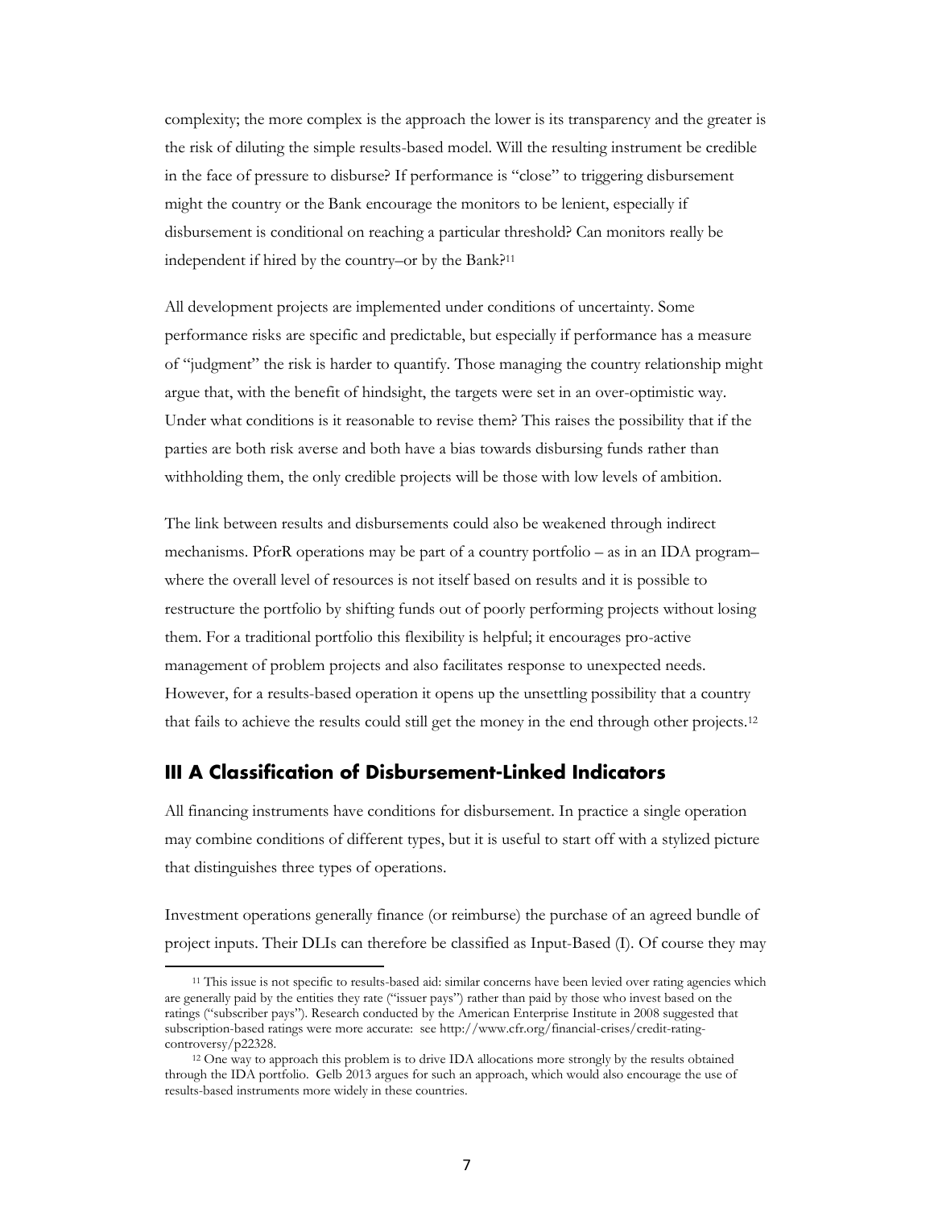complexity; the more complex is the approach the lower is its transparency and the greater is the risk of diluting the simple results-based model. Will the resulting instrument be credible in the face of pressure to disburse? If performance is "close" to triggering disbursement might the country or the Bank encourage the monitors to be lenient, especially if disbursement is conditional on reaching a particular threshold? Can monitors really be independent if hired by the country–or by the Bank?[11]

All development projects are implemented under conditions of uncertainty. Some performance risks are specific and predictable, but especially if performance has a measure of "judgment" the risk is harder to quantify. Those managing the country relationship might argue that, with the benefit of hindsight, the targets were set in an over-optimistic way. Under what conditions is it reasonable to revise them? This raises the possibility that if the parties are both risk averse and both have a bias towards disbursing funds rather than withholding them, the only credible projects will be those with low levels of ambition.

The link between results and disbursements could also be weakened through indirect mechanisms. PforR operations may be part of a country portfolio – as in an IDA program– where the overall level of resources is not itself based on results and it is possible to restructure the portfolio by shifting funds out of poorly performing projects without losing them. For a traditional portfolio this flexibility is helpful; it encourages pro-active management of problem projects and also facilitates response to unexpected needs. However, for a results-based operation it opens up the unsettling possibility that a country that fails to achieve the results could still get the money in the end through other projects.[12]

## III A Classification of Disbursement-Linked Indicators

All financing instruments have conditions for disbursement. In practice a single operation may combine conditions of different types, but it is useful to start off with a stylized picture that distinguishes three types of operations.

Investment operations generally finance (or reimburse) the purchase of an agreed bundle of project inputs. Their DLIs can therefore be classified as Input-Based (I). Of course they may

---

[11] This issue is not specific to results-based aid: similar concerns have been levied over rating agencies which are generally paid by the entities they rate ("issuer pays") rather than paid by those who invest based on the ratings ("subscriber pays"). Research conducted by the American Enterprise Institute in 2008 suggested that subscription-based ratings were more accurate: see http://www.cfr.org/financial-crises/credit-rating-controversy/p22328.

[12] One way to approach this problem is to drive IDA allocations more strongly by the results obtained through the IDA portfolio. Gelb 2013 argues for such an approach, which would also encourage the use of results-based instruments more widely in these countries.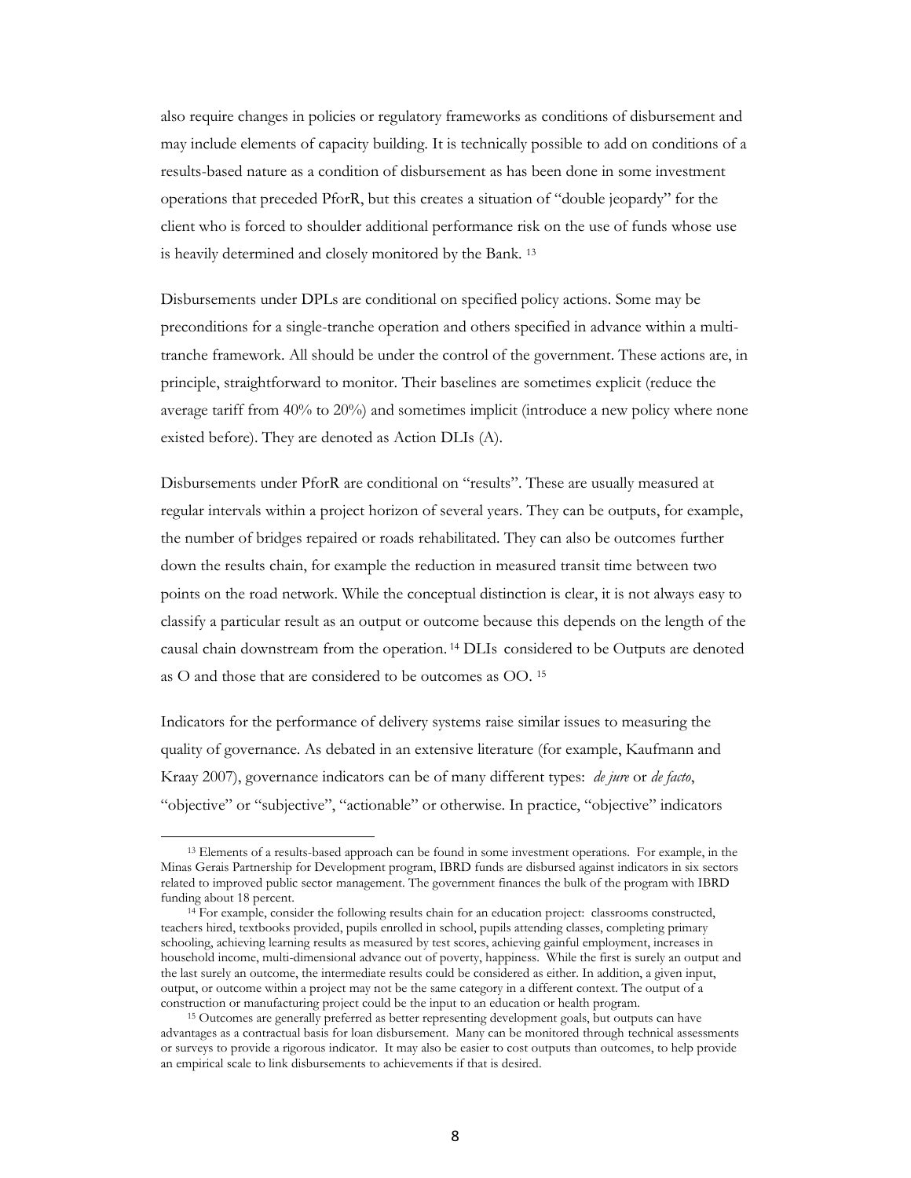also require changes in policies or regulatory frameworks as conditions of disbursement and may include elements of capacity building. It is technically possible to add on conditions of a results-based nature as a condition of disbursement as has been done in some investment operations that preceded PforR, but this creates a situation of "double jeopardy" for the client who is forced to shoulder additional performance risk on the use of funds whose use is heavily determined and closely monitored by the Bank. [13]

Disbursements under DPLs are conditional on specified policy actions. Some may be preconditions for a single-tranche operation and others specified in advance within a multi-tranche framework. All should be under the control of the government. These actions are, in principle, straightforward to monitor. Their baselines are sometimes explicit (reduce the average tariff from 40% to 20%) and sometimes implicit (introduce a new policy where none existed before). They are denoted as Action DLIs (A).

Disbursements under PforR are conditional on "results". These are usually measured at regular intervals within a project horizon of several years. They can be outputs, for example, the number of bridges repaired or roads rehabilitated. They can also be outcomes further down the results chain, for example the reduction in measured transit time between two points on the road network. While the conceptual distinction is clear, it is not always easy to classify a particular result as an output or outcome because this depends on the length of the causal chain downstream from the operation. [14] DLIs considered to be Outputs are denoted as O and those that are considered to be outcomes as OO. [15]

Indicators for the performance of delivery systems raise similar issues to measuring the quality of governance. As debated in an extensive literature (for example, Kaufmann and Kraay 2007), governance indicators can be of many different types: *de jure* or *de facto*, "objective" or "subjective", "actionable" or otherwise. In practice, "objective" indicators

---

[13] Elements of a results-based approach can be found in some investment operations. For example, in the Minas Gerais Partnership for Development program, IBRD funds are disbursed against indicators in six sectors related to improved public sector management. The government finances the bulk of the program with IBRD funding about 18 percent.

[14] For example, consider the following results chain for an education project: classrooms constructed, teachers hired, textbooks provided, pupils enrolled in school, pupils attending classes, completing primary schooling, achieving learning results as measured by test scores, achieving gainful employment, increases in household income, multi-dimensional advance out of poverty, happiness. While the first is surely an output and the last surely an outcome, the intermediate results could be considered as either. In addition, a given input, output, or outcome within a project may not be the same category in a different context. The output of a construction or manufacturing project could be the input to an education or health program.

[15] Outcomes are generally preferred as better representing development goals, but outputs can have advantages as a contractual basis for loan disbursement. Many can be monitored through technical assessments or surveys to provide a rigorous indicator. It may also be easier to cost outputs than outcomes, to help provide an empirical scale to link disbursements to achievements if that is desired.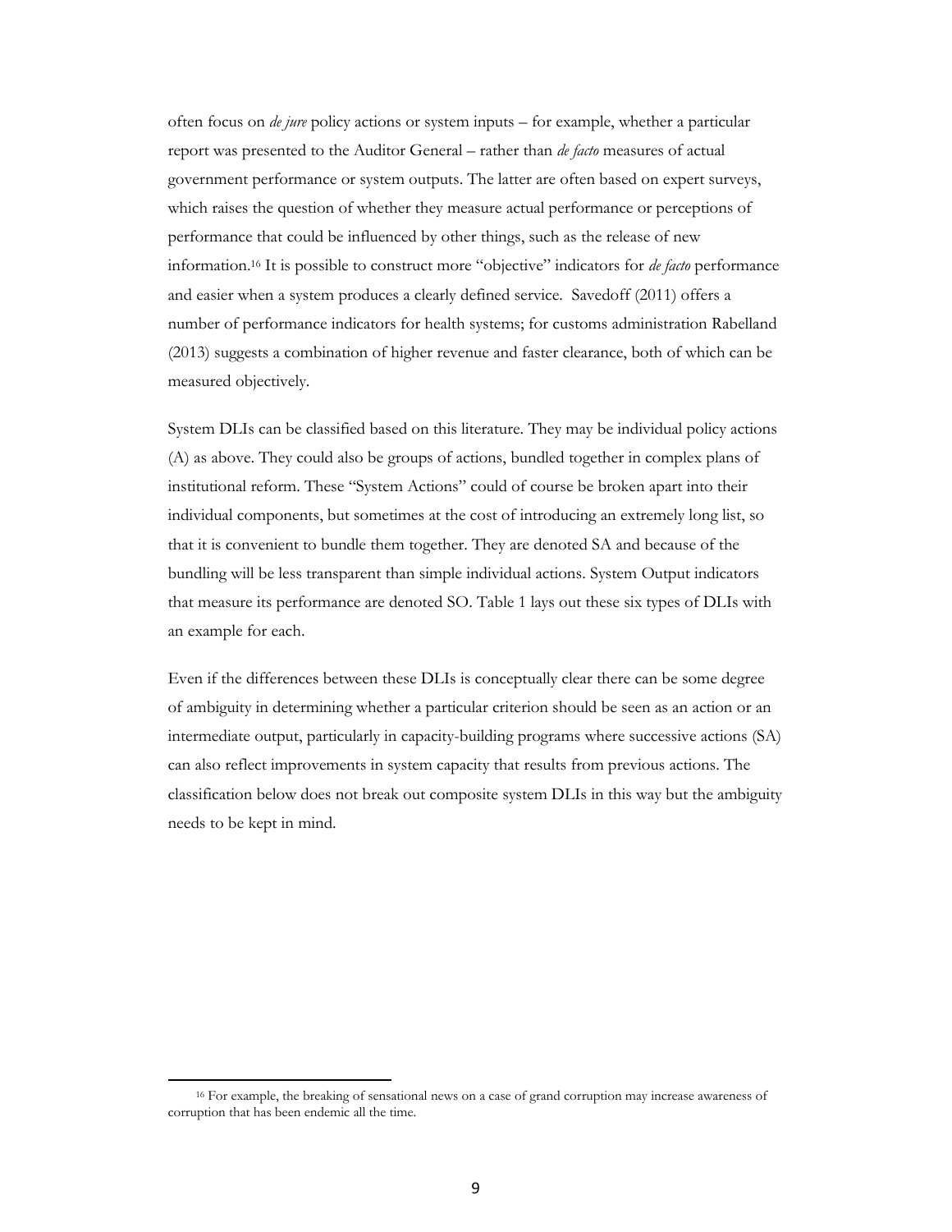often focus on *de jure* policy actions or system inputs – for example, whether a particular report was presented to the Auditor General – rather than *de facto* measures of actual government performance or system outputs. The latter are often based on expert surveys, which raises the question of whether they measure actual performance or perceptions of performance that could be influenced by other things, such as the release of new information.[16] It is possible to construct more "objective" indicators for *de facto* performance and easier when a system produces a clearly defined service. Savedoff (2011) offers a number of performance indicators for health systems; for customs administration Rabelland (2013) suggests a combination of higher revenue and faster clearance, both of which can be measured objectively.

System DLIs can be classified based on this literature. They may be individual policy actions (A) as above. They could also be groups of actions, bundled together in complex plans of institutional reform. These "System Actions" could of course be broken apart into their individual components, but sometimes at the cost of introducing an extremely long list, so that it is convenient to bundle them together. They are denoted SA and because of the bundling will be less transparent than simple individual actions. System Output indicators that measure its performance are denoted SO. Table 1 lays out these six types of DLIs with an example for each.

Even if the differences between these DLIs is conceptually clear there can be some degree of ambiguity in determining whether a particular criterion should be seen as an action or an intermediate output, particularly in capacity-building programs where successive actions (SA) can also reflect improvements in system capacity that results from previous actions. The classification below does not break out composite system DLIs in this way but the ambiguity needs to be kept in mind.

[16] For example, the breaking of sensational news on a case of grand corruption may increase awareness of corruption that has been endemic all the time.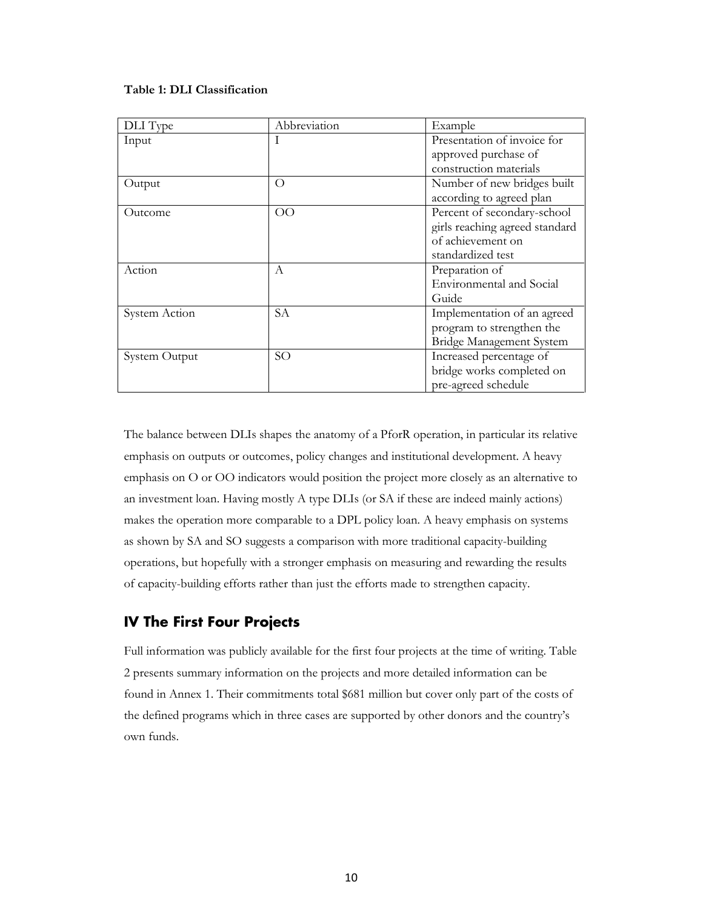**Table 1: DLI Classification**

| DLI Type | Abbreviation | Example |
|---|---|---|
| Input | I | Presentation of invoice for approved purchase of construction materials |
| Output | O | Number of new bridges built according to agreed plan |
| Outcome | OO | Percent of secondary-school girls reaching agreed standard of achievement on standardized test |
| Action | A | Preparation of Environmental and Social Guide |
| System Action | SA | Implementation of an agreed program to strengthen the Bridge Management System |
| System Output | SO | Increased percentage of bridge works completed on pre-agreed schedule |

The balance between DLIs shapes the anatomy of a PforR operation, in particular its relative emphasis on outputs or outcomes, policy changes and institutional development. A heavy emphasis on O or OO indicators would position the project more closely as an alternative to an investment loan. Having mostly A type DLIs (or SA if these are indeed mainly actions) makes the operation more comparable to a DPL policy loan. A heavy emphasis on systems as shown by SA and SO suggests a comparison with more traditional capacity-building operations, but hopefully with a stronger emphasis on measuring and rewarding the results of capacity-building efforts rather than just the efforts made to strengthen capacity.

## IV The First Four Projects

Full information was publicly available for the first four projects at the time of writing. Table 2 presents summary information on the projects and more detailed information can be found in Annex 1. Their commitments total $681 million but cover only part of the costs of the defined programs which in three cases are supported by other donors and the country's own funds.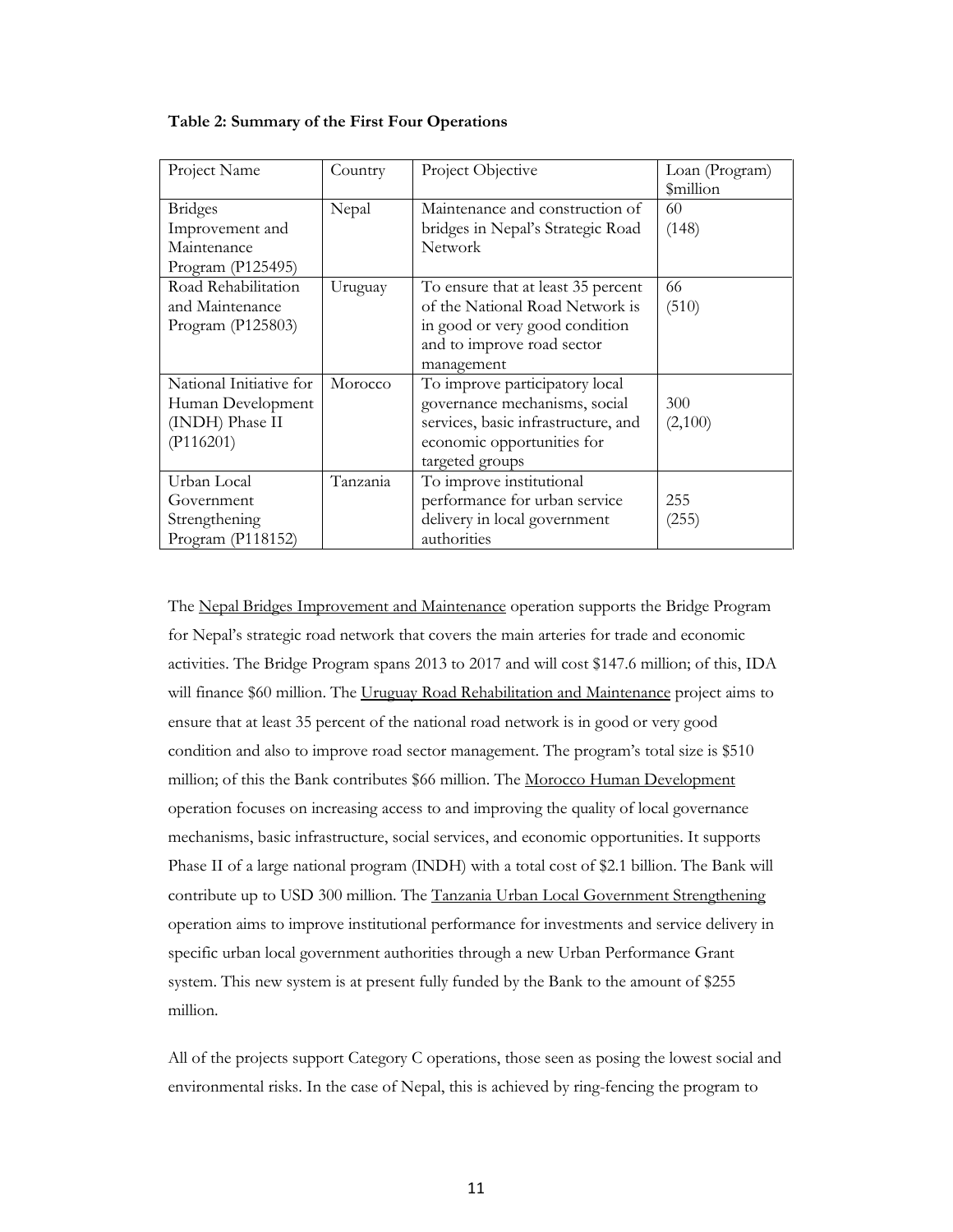**Table 2: Summary of the First Four Operations**

| Project Name | Country | Project Objective | Loan (Program) $million |
|---|---|---|---|
| Bridges Improvement and Maintenance Program (P125495) | Nepal | Maintenance and construction of bridges in Nepal's Strategic Road Network | 60 (148) |
| Road Rehabilitation and Maintenance Program (P125803) | Uruguay | To ensure that at least 35 percent of the National Road Network is in good or very good condition and to improve road sector management | 66 (510) |
| National Initiative for Human Development (INDH) Phase II (P116201) | Morocco | To improve participatory local governance mechanisms, social services, basic infrastructure, and economic opportunities for targeted groups | 300 (2,100) |
| Urban Local Government Strengthening Program (P118152) | Tanzania | To improve institutional performance for urban service delivery in local government authorities | 255 (255) |

The Nepal Bridges Improvement and Maintenance operation supports the Bridge Program for Nepal's strategic road network that covers the main arteries for trade and economic activities. The Bridge Program spans 2013 to 2017 and will cost $147.6 million; of this, IDA will finance $60 million. The Uruguay Road Rehabilitation and Maintenance project aims to ensure that at least 35 percent of the national road network is in good or very good condition and also to improve road sector management. The program's total size is $510 million; of this the Bank contributes $66 million. The Morocco Human Development operation focuses on increasing access to and improving the quality of local governance mechanisms, basic infrastructure, social services, and economic opportunities. It supports Phase II of a large national program (INDH) with a total cost of $2.1 billion. The Bank will contribute up to USD 300 million. The Tanzania Urban Local Government Strengthening operation aims to improve institutional performance for investments and service delivery in specific urban local government authorities through a new Urban Performance Grant system. This new system is at present fully funded by the Bank to the amount of $255 million.

All of the projects support Category C operations, those seen as posing the lowest social and environmental risks. In the case of Nepal, this is achieved by ring-fencing the program to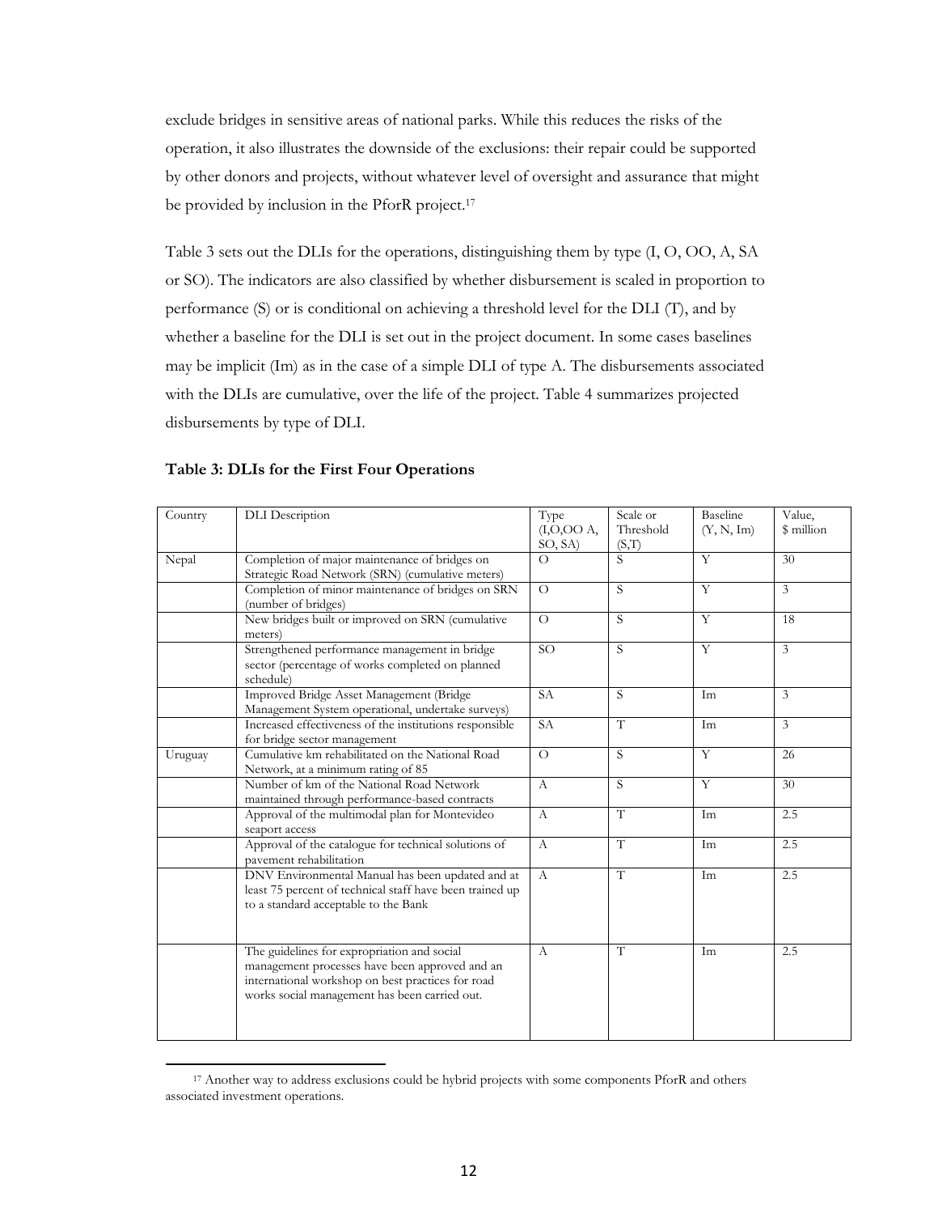exclude bridges in sensitive areas of national parks. While this reduces the risks of the operation, it also illustrates the downside of the exclusions: their repair could be supported by other donors and projects, without whatever level of oversight and assurance that might be provided by inclusion in the PforR project.[17]

Table 3 sets out the DLIs for the operations, distinguishing them by type (I, O, OO, A, SA or SO). The indicators are also classified by whether disbursement is scaled in proportion to performance (S) or is conditional on achieving a threshold level for the DLI (T), and by whether a baseline for the DLI is set out in the project document. In some cases baselines may be implicit (Im) as in the case of a simple DLI of type A. The disbursements associated with the DLIs are cumulative, over the life of the project. Table 4 summarizes projected disbursements by type of DLI.

**Table 3: DLIs for the First Four Operations**

| Country | DLI Description | Type (I,O,OO A, SO, SA) | Scale or Threshold (S,T) | Baseline (Y, N, Im) | Value, $ million |
|---|---|---|---|---|---|
| Nepal | Completion of major maintenance of bridges on Strategic Road Network (SRN) (cumulative meters) | O | S | Y | 30 |
| | Completion of minor maintenance of bridges on SRN (number of bridges) | O | S | Y | 3 |
| | New bridges built or improved on SRN (cumulative meters) | O | S | Y | 18 |
| | Strengthened performance management in bridge sector (percentage of works completed on planned schedule) | SO | S | Y | 3 |
| | Improved Bridge Asset Management (Bridge Management System operational, undertake surveys) | SA | S | Im | 3 |
| | Increased effectiveness of the institutions responsible for bridge sector management | SA | T | Im | 3 |
| Uruguay | Cumulative km rehabilitated on the National Road Network, at a minimum rating of 85 | O | S | Y | 26 |
| | Number of km of the National Road Network maintained through performance-based contracts | A | S | Y | 30 |
| | Approval of the multimodal plan for Montevideo seaport access | A | T | Im | 2.5 |
| | Approval of the catalogue for technical solutions of pavement rehabilitation | A | T | Im | 2.5 |
| | DNV Environmental Manual has been updated and at least 75 percent of technical staff have been trained up to a standard acceptable to the Bank | A | T | Im | 2.5 |
| | The guidelines for expropriation and social management processes have been approved and an international workshop on best practices for road works social management has been carried out. | A | T | Im | 2.5 |

[17] Another way to address exclusions could be hybrid projects with some components PforR and others associated investment operations.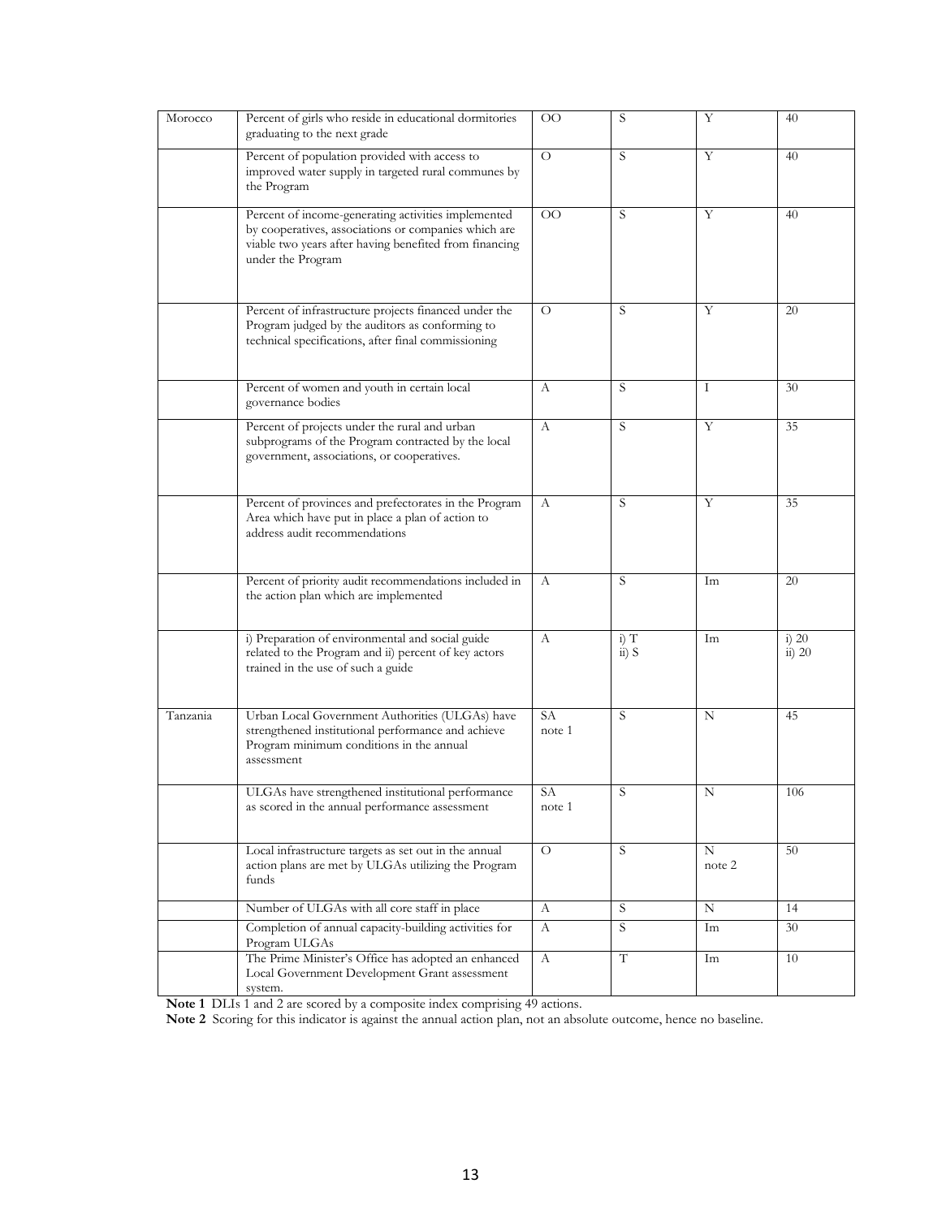| | | | | | |
|---|---|---|---|---|---|
| Morocco | Percent of girls who reside in educational dormitories graduating to the next grade | OO | S | Y | 40 |
| | Percent of population provided with access to improved water supply in targeted rural communes by the Program | O | S | Y | 40 |
| | Percent of income-generating activities implemented by cooperatives, associations or companies which are viable two years after having benefited from financing under the Program | OO | S | Y | 40 |
| | Percent of infrastructure projects financed under the Program judged by the auditors as conforming to technical specifications, after final commissioning | O | S | Y | 20 |
| | Percent of women and youth in certain local governance bodies | A | S | I | 30 |
| | Percent of projects under the rural and urban subprograms of the Program contracted by the local government, associations, or cooperatives. | A | S | Y | 35 |
| | Percent of provinces and prefectorates in the Program Area which have put in place a plan of action to address audit recommendations | A | S | Y | 35 |
| | Percent of priority audit recommendations included in the action plan which are implemented | A | S | Im | 20 |
| | i) Preparation of environmental and social guide related to the Program and ii) percent of key actors trained in the use of such a guide | A | i) T<br>ii) S | Im | i) 20<br>ii) 20 |
| Tanzania | Urban Local Government Authorities (ULGAs) have strengthened institutional performance and achieve Program minimum conditions in the annual assessment | SA<br>note 1 | S | N | 45 |
| | ULGAs have strengthened institutional performance as scored in the annual performance assessment | SA<br>note 1 | S | N | 106 |
| | Local infrastructure targets as set out in the annual action plans are met by ULGAs utilizing the Program funds | O | S | N<br>note 2 | 50 |
| | Number of ULGAs with all core staff in place | A | S | N | 14 |
| | Completion of annual capacity-building activities for Program ULGAs | A | S | Im | 30 |
| | The Prime Minister's Office has adopted an enhanced Local Government Development Grant assessment system. | A | T | Im | 10 |

**Note 1** DLIs 1 and 2 are scored by a composite index comprising 49 actions.

**Note 2** Scoring for this indicator is against the annual action plan, not an absolute outcome, hence no baseline.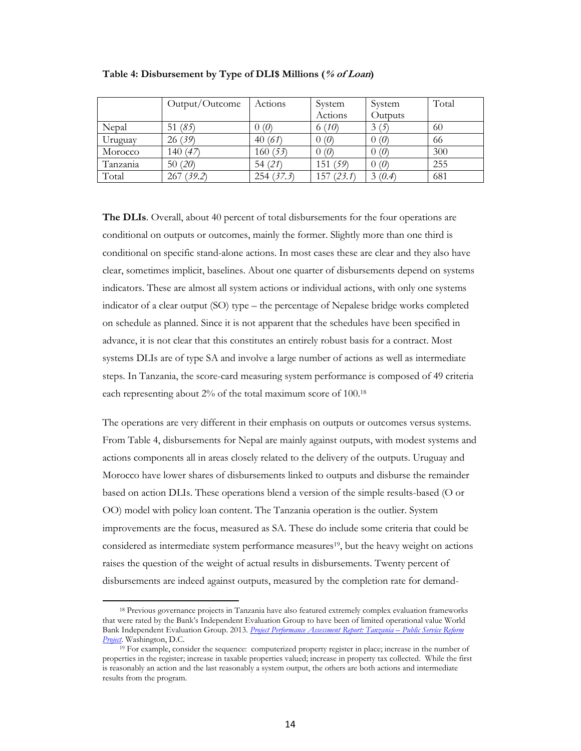**Table 4: Disbursement by Type of DLI$ Millions (*% of Loan*)**

| | Output/Outcome | Actions | System Actions | System Outputs | Total |
|---|---|---|---|---|---|
| Nepal | 51 (*85*) | 0 (*0*) | 6 (*10*) | 3 (*5*) | 60 |
| Uruguay | 26 (*39*) | 40 (*61*) | 0 (*0*) | 0 (*0*) | 66 |
| Morocco | 140 (*47*) | 160 (*53*) | 0 (*0*) | 0 (*0*) | 300 |
| Tanzania | 50 (*20*) | 54 (*21*) | 151 (*59*) | 0 (*0*) | 255 |
| Total | 267 (*39.2*) | 254 (*37.3*) | 157 (*23.1*) | 3 (*0.4*) | 681 |

**The DLIs**. Overall, about 40 percent of total disbursements for the four operations are conditional on outputs or outcomes, mainly the former. Slightly more than one third is conditional on specific stand-alone actions. In most cases these are clear and they also have clear, sometimes implicit, baselines. About one quarter of disbursements depend on systems indicators. These are almost all system actions or individual actions, with only one systems indicator of a clear output (SO) type – the percentage of Nepalese bridge works completed on schedule as planned. Since it is not apparent that the schedules have been specified in advance, it is not clear that this constitutes an entirely robust basis for a contract. Most systems DLIs are of type SA and involve a large number of actions as well as intermediate steps. In Tanzania, the score-card measuring system performance is composed of 49 criteria each representing about 2% of the total maximum score of 100.[18]

The operations are very different in their emphasis on outputs or outcomes versus systems. From Table 4, disbursements for Nepal are mainly against outputs, with modest systems and actions components all in areas closely related to the delivery of the outputs. Uruguay and Morocco have lower shares of disbursements linked to outputs and disburse the remainder based on action DLIs. These operations blend a version of the simple results-based (O or OO) model with policy loan content. The Tanzania operation is the outlier. System improvements are the focus, measured as SA. These do include some criteria that could be considered as intermediate system performance measures[19], but the heavy weight on actions raises the question of the weight of actual results in disbursements. Twenty percent of disbursements are indeed against outputs, measured by the completion rate for demand-

[18] Previous governance projects in Tanzania have also featured extremely complex evaluation frameworks that were rated by the Bank's Independent Evaluation Group to have been of limited operational value World Bank Independent Evaluation Group. 2013. *Project Performance Assessment Report: Tanzania – Public Service Reform Project*. Washington, D.C.

[19] For example, consider the sequence: computerized property register in place; increase in the number of properties in the register; increase in taxable properties valued; increase in property tax collected. While the first is reasonably an action and the last reasonably a system output, the others are both actions and intermediate results from the program.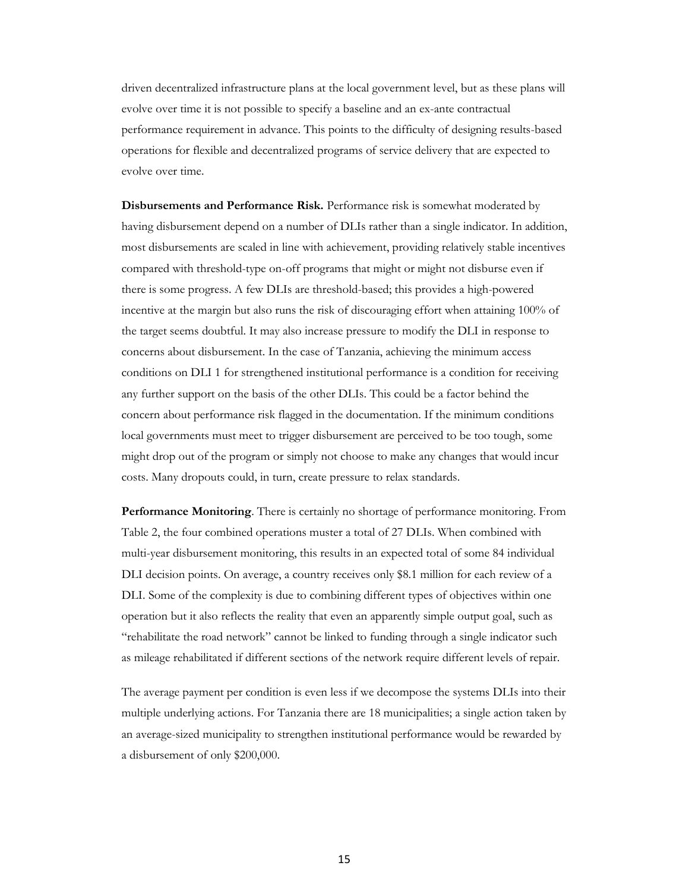driven decentralized infrastructure plans at the local government level, but as these plans will evolve over time it is not possible to specify a baseline and an ex-ante contractual performance requirement in advance. This points to the difficulty of designing results-based operations for flexible and decentralized programs of service delivery that are expected to evolve over time.

**Disbursements and Performance Risk.** Performance risk is somewhat moderated by having disbursement depend on a number of DLIs rather than a single indicator. In addition, most disbursements are scaled in line with achievement, providing relatively stable incentives compared with threshold-type on-off programs that might or might not disburse even if there is some progress. A few DLIs are threshold-based; this provides a high-powered incentive at the margin but also runs the risk of discouraging effort when attaining 100% of the target seems doubtful. It may also increase pressure to modify the DLI in response to concerns about disbursement. In the case of Tanzania, achieving the minimum access conditions on DLI 1 for strengthened institutional performance is a condition for receiving any further support on the basis of the other DLIs. This could be a factor behind the concern about performance risk flagged in the documentation. If the minimum conditions local governments must meet to trigger disbursement are perceived to be too tough, some might drop out of the program or simply not choose to make any changes that would incur costs. Many dropouts could, in turn, create pressure to relax standards.

**Performance Monitoring**. There is certainly no shortage of performance monitoring. From Table 2, the four combined operations muster a total of 27 DLIs. When combined with multi-year disbursement monitoring, this results in an expected total of some 84 individual DLI decision points. On average, a country receives only $8.1 million for each review of a DLI. Some of the complexity is due to combining different types of objectives within one operation but it also reflects the reality that even an apparently simple output goal, such as "rehabilitate the road network" cannot be linked to funding through a single indicator such as mileage rehabilitated if different sections of the network require different levels of repair.

The average payment per condition is even less if we decompose the systems DLIs into their multiple underlying actions. For Tanzania there are 18 municipalities; a single action taken by an average-sized municipality to strengthen institutional performance would be rewarded by a disbursement of only $200,000.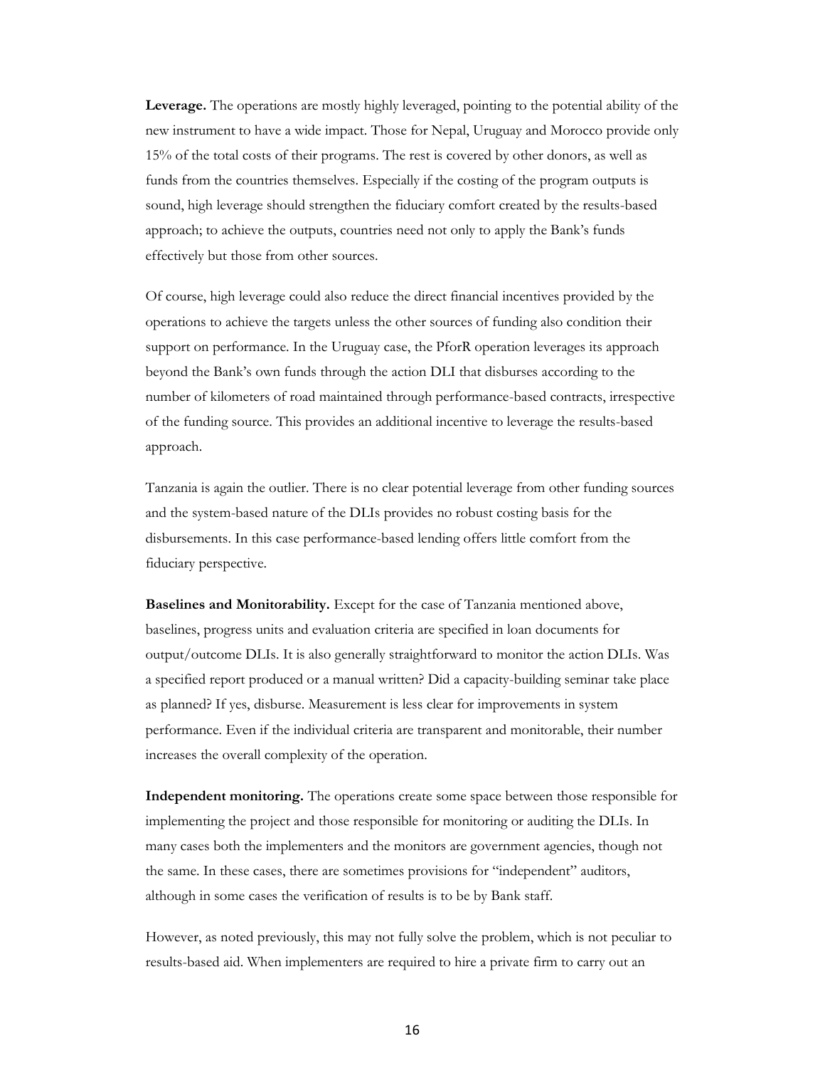**Leverage.** The operations are mostly highly leveraged, pointing to the potential ability of the new instrument to have a wide impact. Those for Nepal, Uruguay and Morocco provide only 15% of the total costs of their programs. The rest is covered by other donors, as well as funds from the countries themselves. Especially if the costing of the program outputs is sound, high leverage should strengthen the fiduciary comfort created by the results-based approach; to achieve the outputs, countries need not only to apply the Bank's funds effectively but those from other sources.

Of course, high leverage could also reduce the direct financial incentives provided by the operations to achieve the targets unless the other sources of funding also condition their support on performance. In the Uruguay case, the PforR operation leverages its approach beyond the Bank's own funds through the action DLI that disburses according to the number of kilometers of road maintained through performance-based contracts, irrespective of the funding source. This provides an additional incentive to leverage the results-based approach.

Tanzania is again the outlier. There is no clear potential leverage from other funding sources and the system-based nature of the DLIs provides no robust costing basis for the disbursements. In this case performance-based lending offers little comfort from the fiduciary perspective.

**Baselines and Monitorability.** Except for the case of Tanzania mentioned above, baselines, progress units and evaluation criteria are specified in loan documents for output/outcome DLIs. It is also generally straightforward to monitor the action DLIs. Was a specified report produced or a manual written? Did a capacity-building seminar take place as planned? If yes, disburse. Measurement is less clear for improvements in system performance. Even if the individual criteria are transparent and monitorable, their number increases the overall complexity of the operation.

**Independent monitoring.** The operations create some space between those responsible for implementing the project and those responsible for monitoring or auditing the DLIs. In many cases both the implementers and the monitors are government agencies, though not the same. In these cases, there are sometimes provisions for "independent" auditors, although in some cases the verification of results is to be by Bank staff.

However, as noted previously, this may not fully solve the problem, which is not peculiar to results-based aid. When implementers are required to hire a private firm to carry out an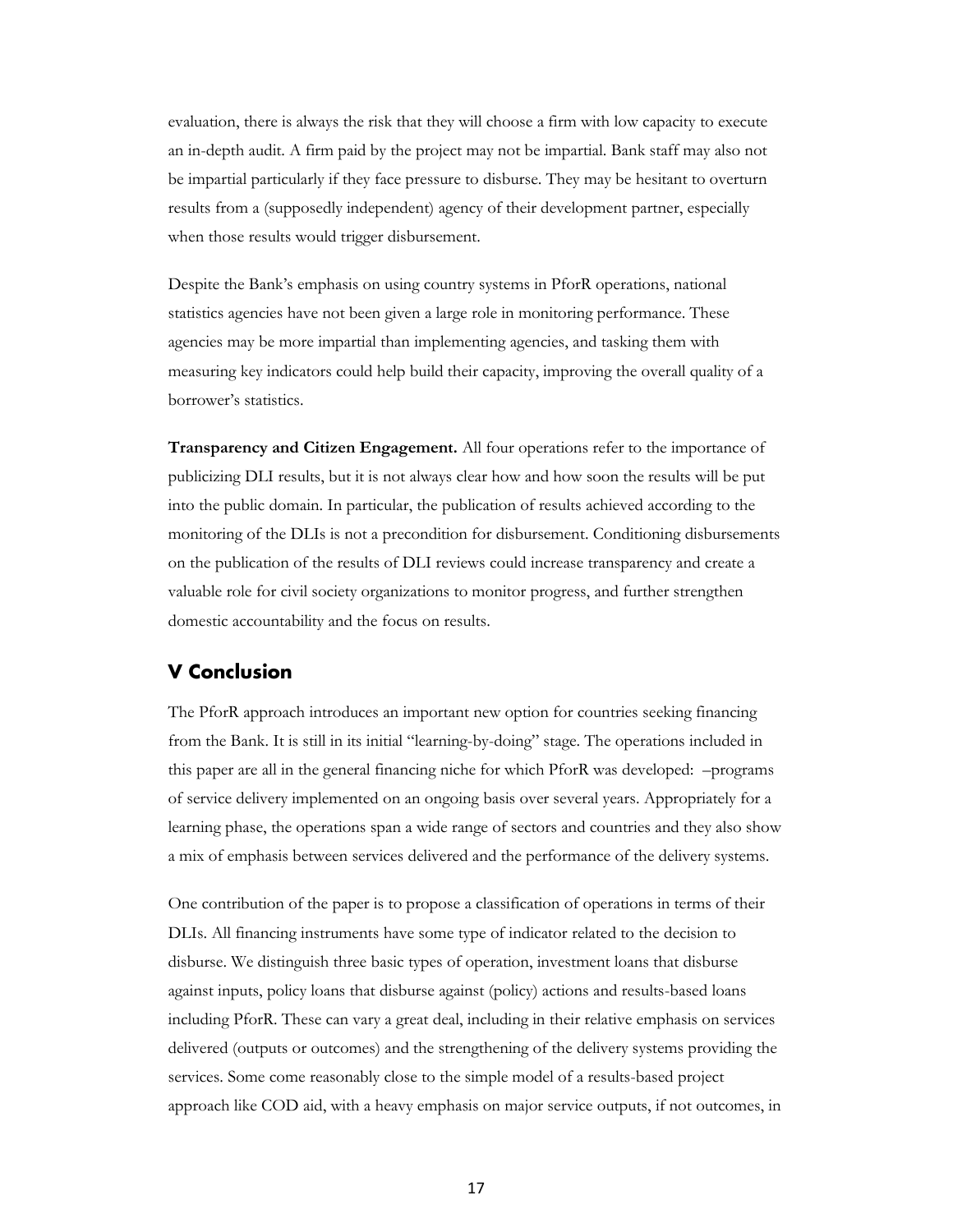evaluation, there is always the risk that they will choose a firm with low capacity to execute an in-depth audit. A firm paid by the project may not be impartial. Bank staff may also not be impartial particularly if they face pressure to disburse. They may be hesitant to overturn results from a (supposedly independent) agency of their development partner, especially when those results would trigger disbursement.

Despite the Bank's emphasis on using country systems in PforR operations, national statistics agencies have not been given a large role in monitoring performance. These agencies may be more impartial than implementing agencies, and tasking them with measuring key indicators could help build their capacity, improving the overall quality of a borrower's statistics.

**Transparency and Citizen Engagement.** All four operations refer to the importance of publicizing DLI results, but it is not always clear how and how soon the results will be put into the public domain. In particular, the publication of results achieved according to the monitoring of the DLIs is not a precondition for disbursement. Conditioning disbursements on the publication of the results of DLI reviews could increase transparency and create a valuable role for civil society organizations to monitor progress, and further strengthen domestic accountability and the focus on results.

## V Conclusion

The PforR approach introduces an important new option for countries seeking financing from the Bank. It is still in its initial "learning-by-doing" stage. The operations included in this paper are all in the general financing niche for which PforR was developed: –programs of service delivery implemented on an ongoing basis over several years. Appropriately for a learning phase, the operations span a wide range of sectors and countries and they also show a mix of emphasis between services delivered and the performance of the delivery systems.

One contribution of the paper is to propose a classification of operations in terms of their DLIs. All financing instruments have some type of indicator related to the decision to disburse. We distinguish three basic types of operation, investment loans that disburse against inputs, policy loans that disburse against (policy) actions and results-based loans including PforR. These can vary a great deal, including in their relative emphasis on services delivered (outputs or outcomes) and the strengthening of the delivery systems providing the services. Some come reasonably close to the simple model of a results-based project approach like COD aid, with a heavy emphasis on major service outputs, if not outcomes, in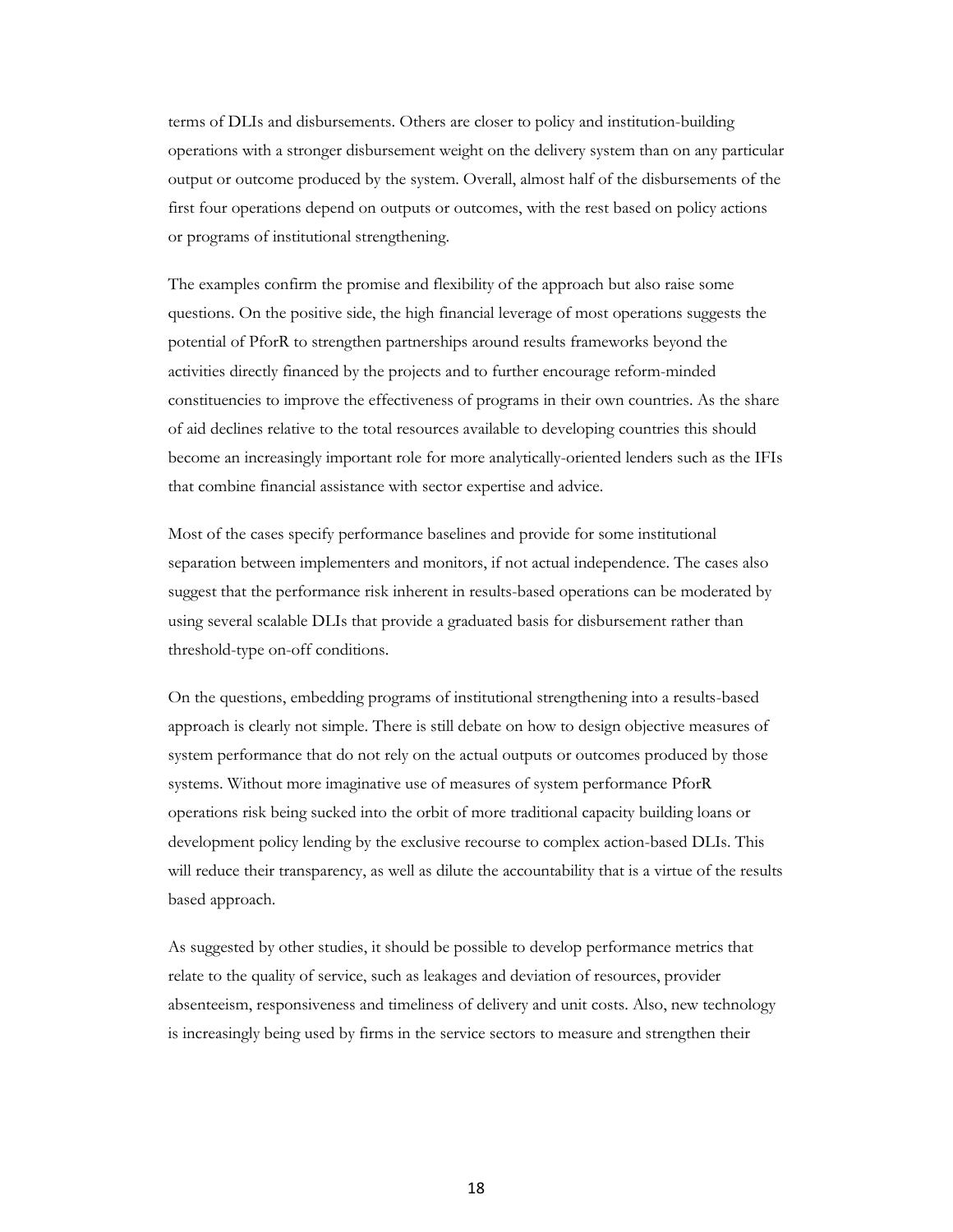terms of DLIs and disbursements. Others are closer to policy and institution-building operations with a stronger disbursement weight on the delivery system than on any particular output or outcome produced by the system. Overall, almost half of the disbursements of the first four operations depend on outputs or outcomes, with the rest based on policy actions or programs of institutional strengthening.

The examples confirm the promise and flexibility of the approach but also raise some questions. On the positive side, the high financial leverage of most operations suggests the potential of PforR to strengthen partnerships around results frameworks beyond the activities directly financed by the projects and to further encourage reform-minded constituencies to improve the effectiveness of programs in their own countries. As the share of aid declines relative to the total resources available to developing countries this should become an increasingly important role for more analytically-oriented lenders such as the IFIs that combine financial assistance with sector expertise and advice.

Most of the cases specify performance baselines and provide for some institutional separation between implementers and monitors, if not actual independence. The cases also suggest that the performance risk inherent in results-based operations can be moderated by using several scalable DLIs that provide a graduated basis for disbursement rather than threshold-type on-off conditions.

On the questions, embedding programs of institutional strengthening into a results-based approach is clearly not simple. There is still debate on how to design objective measures of system performance that do not rely on the actual outputs or outcomes produced by those systems. Without more imaginative use of measures of system performance PforR operations risk being sucked into the orbit of more traditional capacity building loans or development policy lending by the exclusive recourse to complex action-based DLIs. This will reduce their transparency, as well as dilute the accountability that is a virtue of the results based approach.

As suggested by other studies, it should be possible to develop performance metrics that relate to the quality of service, such as leakages and deviation of resources, provider absenteeism, responsiveness and timeliness of delivery and unit costs. Also, new technology is increasingly being used by firms in the service sectors to measure and strengthen their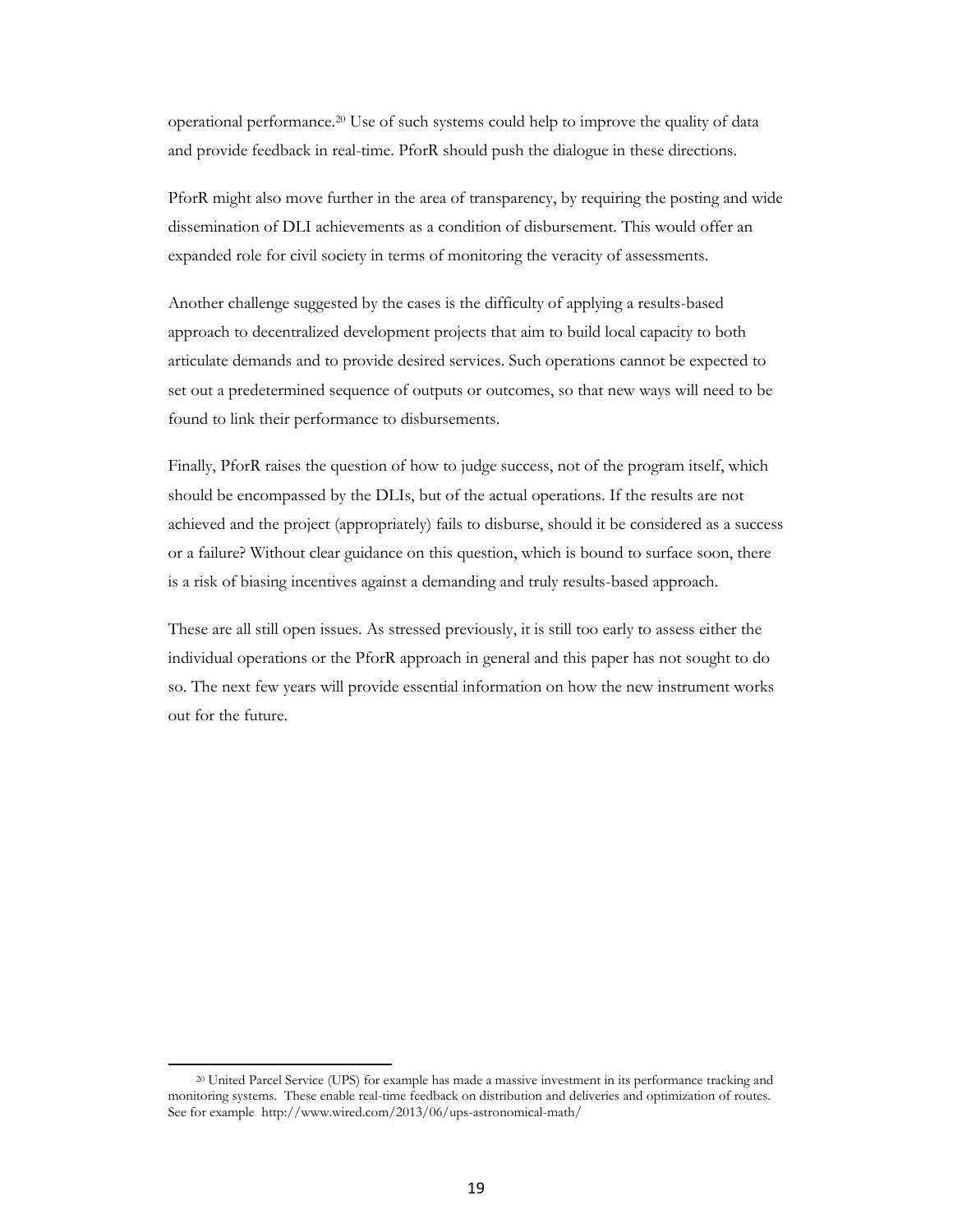operational performance.[20] Use of such systems could help to improve the quality of data and provide feedback in real-time. PforR should push the dialogue in these directions.

PforR might also move further in the area of transparency, by requiring the posting and wide dissemination of DLI achievements as a condition of disbursement. This would offer an expanded role for civil society in terms of monitoring the veracity of assessments.

Another challenge suggested by the cases is the difficulty of applying a results-based approach to decentralized development projects that aim to build local capacity to both articulate demands and to provide desired services. Such operations cannot be expected to set out a predetermined sequence of outputs or outcomes, so that new ways will need to be found to link their performance to disbursements.

Finally, PforR raises the question of how to judge success, not of the program itself, which should be encompassed by the DLIs, but of the actual operations. If the results are not achieved and the project (appropriately) fails to disburse, should it be considered as a success or a failure? Without clear guidance on this question, which is bound to surface soon, there is a risk of biasing incentives against a demanding and truly results-based approach.

These are all still open issues. As stressed previously, it is still too early to assess either the individual operations or the PforR approach in general and this paper has not sought to do so. The next few years will provide essential information on how the new instrument works out for the future.

---

[20] United Parcel Service (UPS) for example has made a massive investment in its performance tracking and monitoring systems. These enable real-time feedback on distribution and deliveries and optimization of routes. See for example http://www.wired.com/2013/06/ups-astronomical-math/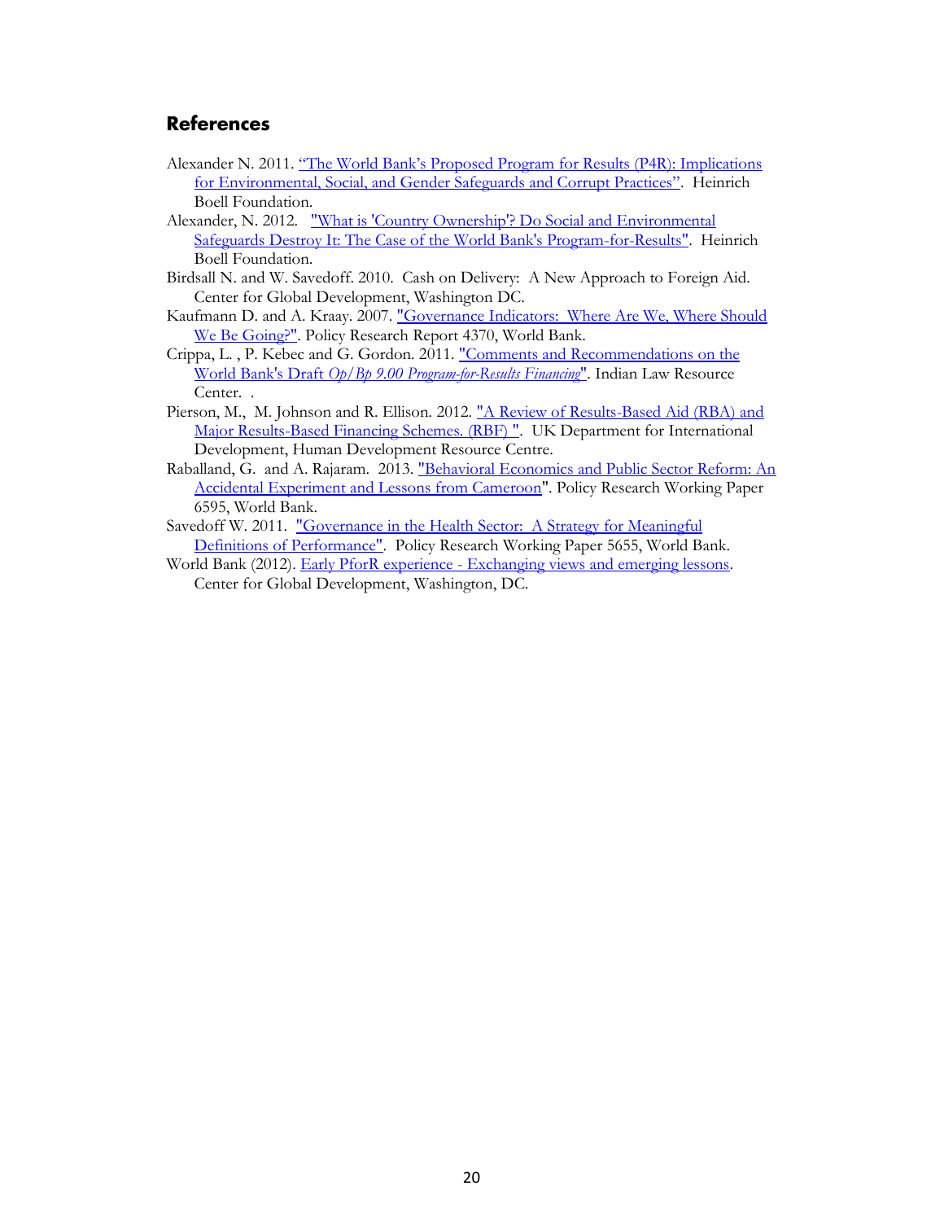## References

Alexander N. 2011. "The World Bank's Proposed Program for Results (P4R): Implications for Environmental, Social, and Gender Safeguards and Corrupt Practices". Heinrich Boell Foundation.

Alexander, N. 2012. "What is 'Country Ownership'? Do Social and Environmental Safeguards Destroy It: The Case of the World Bank's Program-for-Results". Heinrich Boell Foundation.

Birdsall N. and W. Savedoff. 2010. Cash on Delivery: A New Approach to Foreign Aid. Center for Global Development, Washington DC.

Kaufmann D. and A. Kraay. 2007. "Governance Indicators: Where Are We, Where Should We Be Going?". Policy Research Report 4370, World Bank.

Crippa, L. , P. Kebec and G. Gordon. 2011. "Comments and Recommendations on the World Bank's Draft *Op/Bp 9.00 Program-for-Results Financing*". Indian Law Resource Center. .

Pierson, M., M. Johnson and R. Ellison. 2012. "A Review of Results-Based Aid (RBA) and Major Results-Based Financing Schemes. (RBF) ". UK Department for International Development, Human Development Resource Centre.

Raballand, G. and A. Rajaram. 2013. "Behavioral Economics and Public Sector Reform: An Accidental Experiment and Lessons from Cameroon". Policy Research Working Paper 6595, World Bank.

Savedoff W. 2011. "Governance in the Health Sector: A Strategy for Meaningful Definitions of Performance". Policy Research Working Paper 5655, World Bank.

World Bank (2012). Early PforR experience - Exchanging views and emerging lessons. Center for Global Development, Washington, DC.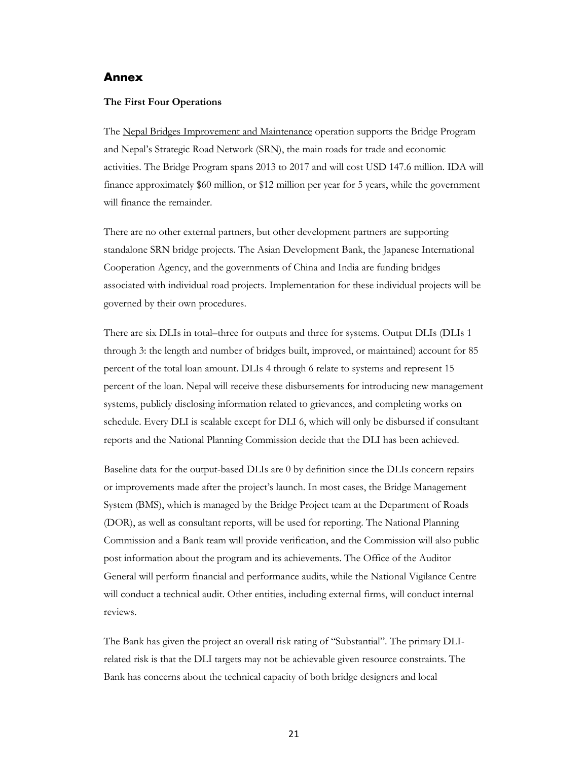## Annex

**The First Four Operations**

The Nepal Bridges Improvement and Maintenance operation supports the Bridge Program and Nepal's Strategic Road Network (SRN), the main roads for trade and economic activities. The Bridge Program spans 2013 to 2017 and will cost USD 147.6 million. IDA will finance approximately $60 million, or $12 million per year for 5 years, while the government will finance the remainder.

There are no other external partners, but other development partners are supporting standalone SRN bridge projects. The Asian Development Bank, the Japanese International Cooperation Agency, and the governments of China and India are funding bridges associated with individual road projects. Implementation for these individual projects will be governed by their own procedures.

There are six DLIs in total–three for outputs and three for systems. Output DLIs (DLIs 1 through 3: the length and number of bridges built, improved, or maintained) account for 85 percent of the total loan amount. DLIs 4 through 6 relate to systems and represent 15 percent of the loan. Nepal will receive these disbursements for introducing new management systems, publicly disclosing information related to grievances, and completing works on schedule. Every DLI is scalable except for DLI 6, which will only be disbursed if consultant reports and the National Planning Commission decide that the DLI has been achieved.

Baseline data for the output-based DLIs are 0 by definition since the DLIs concern repairs or improvements made after the project's launch. In most cases, the Bridge Management System (BMS), which is managed by the Bridge Project team at the Department of Roads (DOR), as well as consultant reports, will be used for reporting. The National Planning Commission and a Bank team will provide verification, and the Commission will also public post information about the program and its achievements. The Office of the Auditor General will perform financial and performance audits, while the National Vigilance Centre will conduct a technical audit. Other entities, including external firms, will conduct internal reviews.

The Bank has given the project an overall risk rating of "Substantial". The primary DLI-related risk is that the DLI targets may not be achievable given resource constraints. The Bank has concerns about the technical capacity of both bridge designers and local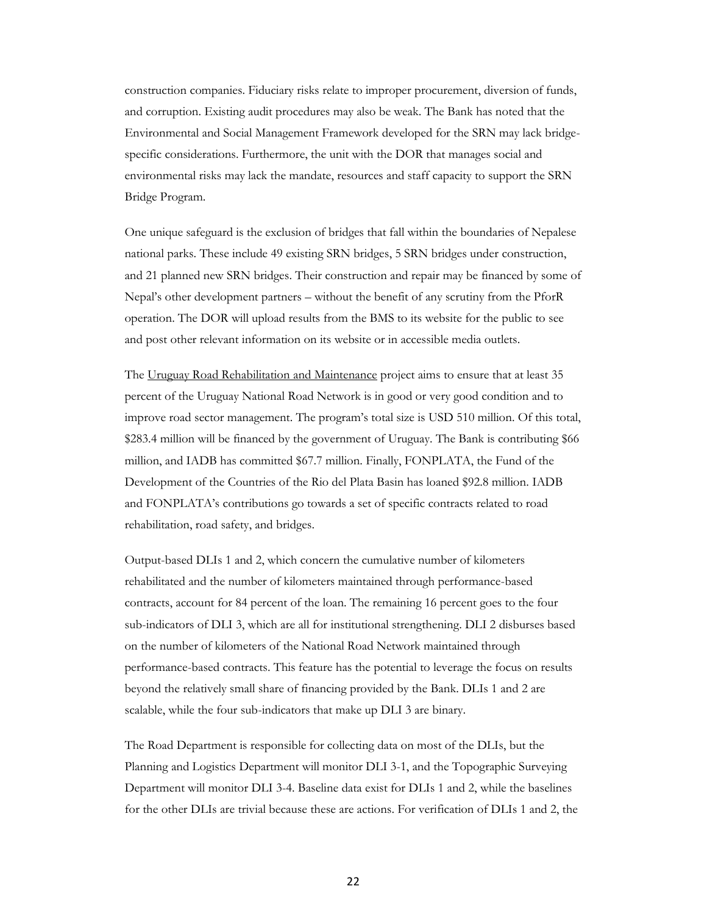construction companies. Fiduciary risks relate to improper procurement, diversion of funds, and corruption. Existing audit procedures may also be weak. The Bank has noted that the Environmental and Social Management Framework developed for the SRN may lack bridge-specific considerations. Furthermore, the unit with the DOR that manages social and environmental risks may lack the mandate, resources and staff capacity to support the SRN Bridge Program.

One unique safeguard is the exclusion of bridges that fall within the boundaries of Nepalese national parks. These include 49 existing SRN bridges, 5 SRN bridges under construction, and 21 planned new SRN bridges. Their construction and repair may be financed by some of Nepal's other development partners – without the benefit of any scrutiny from the PforR operation. The DOR will upload results from the BMS to its website for the public to see and post other relevant information on its website or in accessible media outlets.

The Uruguay Road Rehabilitation and Maintenance project aims to ensure that at least 35 percent of the Uruguay National Road Network is in good or very good condition and to improve road sector management. The program's total size is USD 510 million. Of this total, $283.4 million will be financed by the government of Uruguay. The Bank is contributing $66 million, and IADB has committed $67.7 million. Finally, FONPLATA, the Fund of the Development of the Countries of the Rio del Plata Basin has loaned $92.8 million. IADB and FONPLATA's contributions go towards a set of specific contracts related to road rehabilitation, road safety, and bridges.

Output-based DLIs 1 and 2, which concern the cumulative number of kilometers rehabilitated and the number of kilometers maintained through performance-based contracts, account for 84 percent of the loan. The remaining 16 percent goes to the four sub-indicators of DLI 3, which are all for institutional strengthening. DLI 2 disburses based on the number of kilometers of the National Road Network maintained through performance-based contracts. This feature has the potential to leverage the focus on results beyond the relatively small share of financing provided by the Bank. DLIs 1 and 2 are scalable, while the four sub-indicators that make up DLI 3 are binary.

The Road Department is responsible for collecting data on most of the DLIs, but the Planning and Logistics Department will monitor DLI 3-1, and the Topographic Surveying Department will monitor DLI 3-4. Baseline data exist for DLIs 1 and 2, while the baselines for the other DLIs are trivial because these are actions. For verification of DLIs 1 and 2, the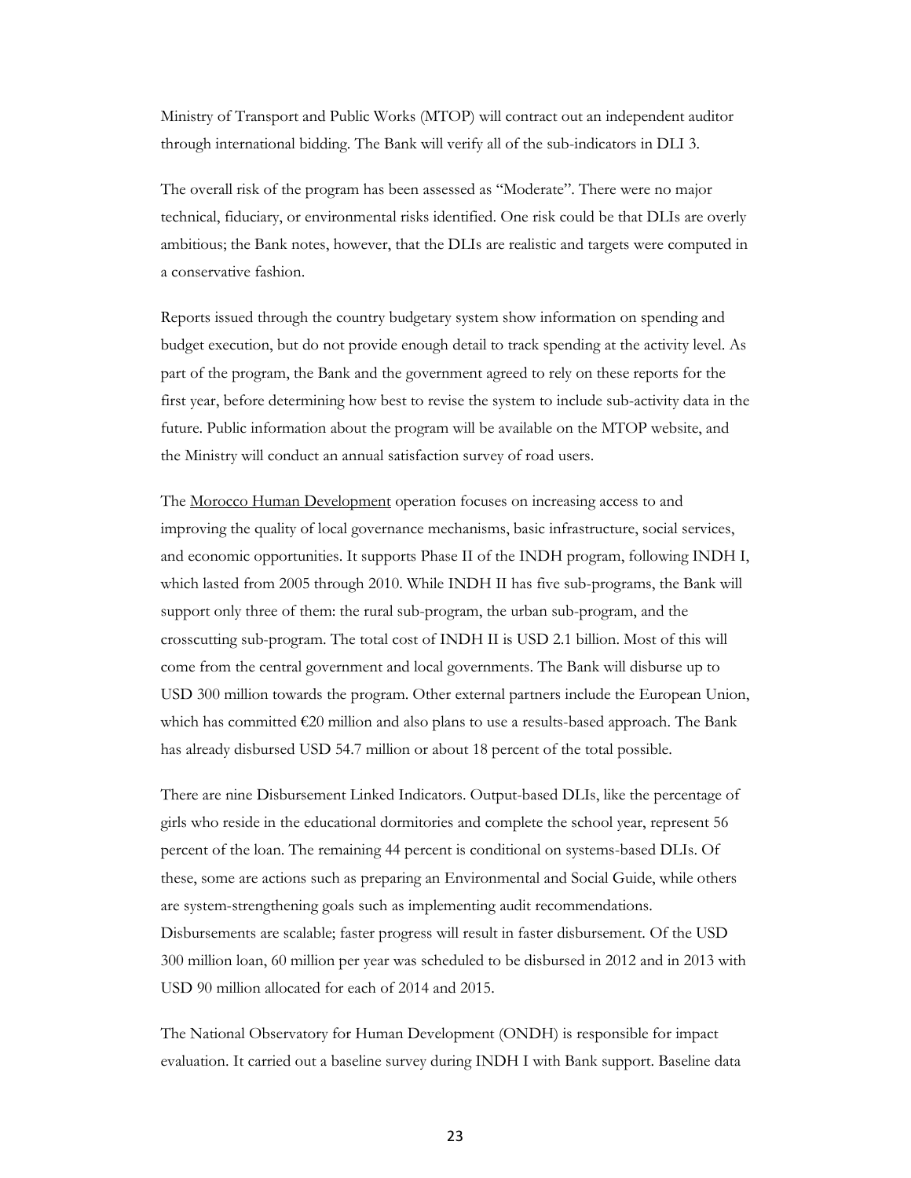Ministry of Transport and Public Works (MTOP) will contract out an independent auditor through international bidding. The Bank will verify all of the sub-indicators in DLI 3.

The overall risk of the program has been assessed as "Moderate". There were no major technical, fiduciary, or environmental risks identified. One risk could be that DLIs are overly ambitious; the Bank notes, however, that the DLIs are realistic and targets were computed in a conservative fashion.

Reports issued through the country budgetary system show information on spending and budget execution, but do not provide enough detail to track spending at the activity level. As part of the program, the Bank and the government agreed to rely on these reports for the first year, before determining how best to revise the system to include sub-activity data in the future. Public information about the program will be available on the MTOP website, and the Ministry will conduct an annual satisfaction survey of road users.

The Morocco Human Development operation focuses on increasing access to and improving the quality of local governance mechanisms, basic infrastructure, social services, and economic opportunities. It supports Phase II of the INDH program, following INDH I, which lasted from 2005 through 2010. While INDH II has five sub-programs, the Bank will support only three of them: the rural sub-program, the urban sub-program, and the crosscutting sub-program. The total cost of INDH II is USD 2.1 billion. Most of this will come from the central government and local governments. The Bank will disburse up to USD 300 million towards the program. Other external partners include the European Union, which has committed €20 million and also plans to use a results-based approach. The Bank has already disbursed USD 54.7 million or about 18 percent of the total possible.

There are nine Disbursement Linked Indicators. Output-based DLIs, like the percentage of girls who reside in the educational dormitories and complete the school year, represent 56 percent of the loan. The remaining 44 percent is conditional on systems-based DLIs. Of these, some are actions such as preparing an Environmental and Social Guide, while others are system-strengthening goals such as implementing audit recommendations. Disbursements are scalable; faster progress will result in faster disbursement. Of the USD 300 million loan, 60 million per year was scheduled to be disbursed in 2012 and in 2013 with USD 90 million allocated for each of 2014 and 2015.

The National Observatory for Human Development (ONDH) is responsible for impact evaluation. It carried out a baseline survey during INDH I with Bank support. Baseline data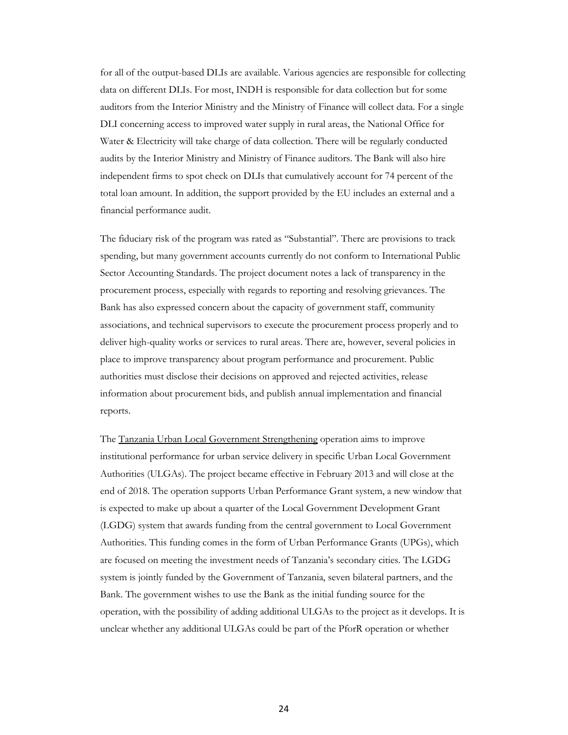for all of the output-based DLIs are available. Various agencies are responsible for collecting data on different DLIs. For most, INDH is responsible for data collection but for some auditors from the Interior Ministry and the Ministry of Finance will collect data. For a single DLI concerning access to improved water supply in rural areas, the National Office for Water & Electricity will take charge of data collection. There will be regularly conducted audits by the Interior Ministry and Ministry of Finance auditors. The Bank will also hire independent firms to spot check on DLIs that cumulatively account for 74 percent of the total loan amount. In addition, the support provided by the EU includes an external and a financial performance audit.

The fiduciary risk of the program was rated as "Substantial". There are provisions to track spending, but many government accounts currently do not conform to International Public Sector Accounting Standards. The project document notes a lack of transparency in the procurement process, especially with regards to reporting and resolving grievances. The Bank has also expressed concern about the capacity of government staff, community associations, and technical supervisors to execute the procurement process properly and to deliver high-quality works or services to rural areas. There are, however, several policies in place to improve transparency about program performance and procurement. Public authorities must disclose their decisions on approved and rejected activities, release information about procurement bids, and publish annual implementation and financial reports.

The Tanzania Urban Local Government Strengthening operation aims to improve institutional performance for urban service delivery in specific Urban Local Government Authorities (ULGAs). The project became effective in February 2013 and will close at the end of 2018. The operation supports Urban Performance Grant system, a new window that is expected to make up about a quarter of the Local Government Development Grant (LGDG) system that awards funding from the central government to Local Government Authorities. This funding comes in the form of Urban Performance Grants (UPGs), which are focused on meeting the investment needs of Tanzania's secondary cities. The LGDG system is jointly funded by the Government of Tanzania, seven bilateral partners, and the Bank. The government wishes to use the Bank as the initial funding source for the operation, with the possibility of adding additional ULGAs to the project as it develops. It is unclear whether any additional ULGAs could be part of the PforR operation or whether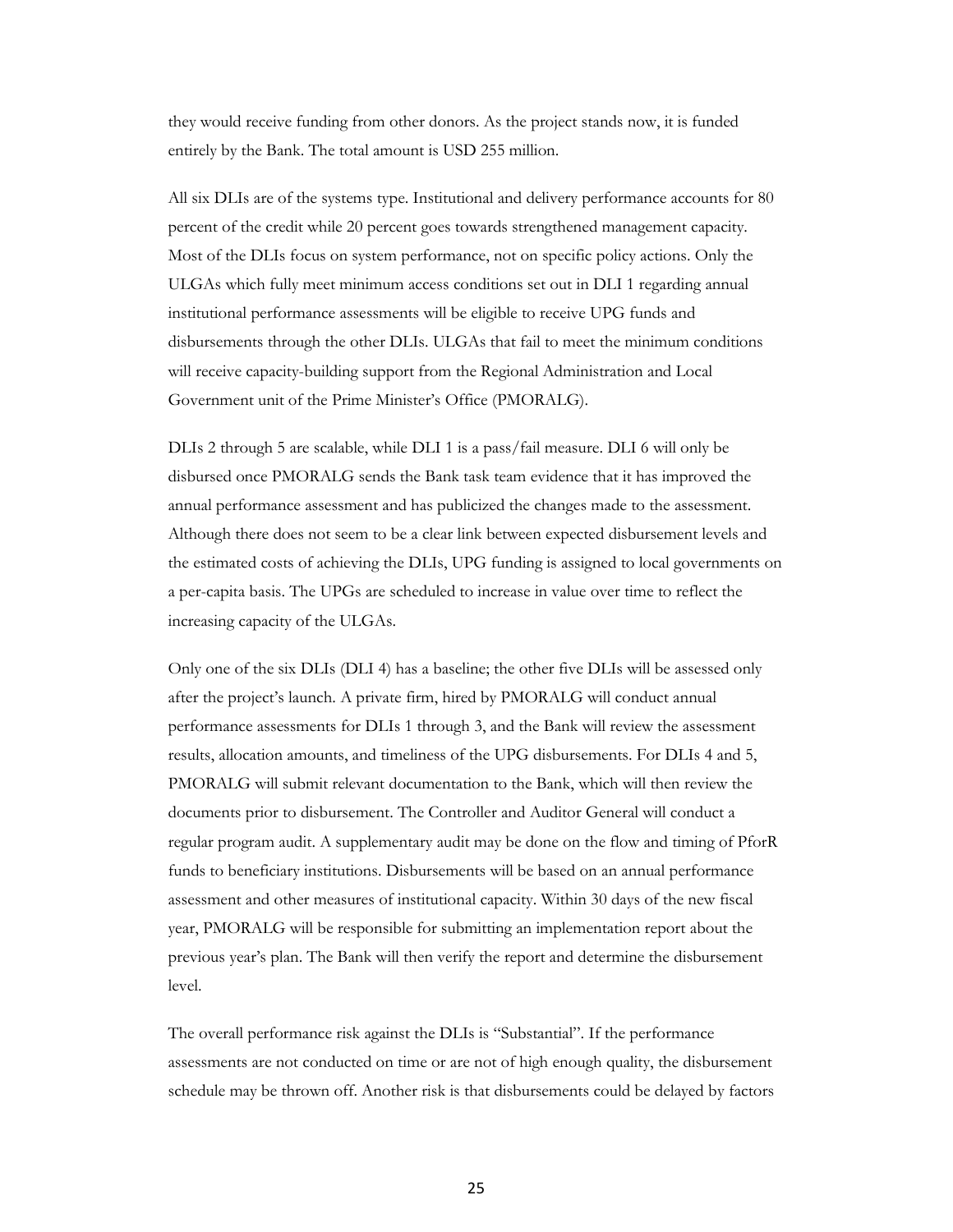they would receive funding from other donors. As the project stands now, it is funded entirely by the Bank. The total amount is USD 255 million.

All six DLIs are of the systems type. Institutional and delivery performance accounts for 80 percent of the credit while 20 percent goes towards strengthened management capacity. Most of the DLIs focus on system performance, not on specific policy actions. Only the ULGAs which fully meet minimum access conditions set out in DLI 1 regarding annual institutional performance assessments will be eligible to receive UPG funds and disbursements through the other DLIs. ULGAs that fail to meet the minimum conditions will receive capacity-building support from the Regional Administration and Local Government unit of the Prime Minister's Office (PMORALG).

DLIs 2 through 5 are scalable, while DLI 1 is a pass/fail measure. DLI 6 will only be disbursed once PMORALG sends the Bank task team evidence that it has improved the annual performance assessment and has publicized the changes made to the assessment. Although there does not seem to be a clear link between expected disbursement levels and the estimated costs of achieving the DLIs, UPG funding is assigned to local governments on a per-capita basis. The UPGs are scheduled to increase in value over time to reflect the increasing capacity of the ULGAs.

Only one of the six DLIs (DLI 4) has a baseline; the other five DLIs will be assessed only after the project's launch. A private firm, hired by PMORALG will conduct annual performance assessments for DLIs 1 through 3, and the Bank will review the assessment results, allocation amounts, and timeliness of the UPG disbursements. For DLIs 4 and 5, PMORALG will submit relevant documentation to the Bank, which will then review the documents prior to disbursement. The Controller and Auditor General will conduct a regular program audit. A supplementary audit may be done on the flow and timing of PforR funds to beneficiary institutions. Disbursements will be based on an annual performance assessment and other measures of institutional capacity. Within 30 days of the new fiscal year, PMORALG will be responsible for submitting an implementation report about the previous year's plan. The Bank will then verify the report and determine the disbursement level.

The overall performance risk against the DLIs is "Substantial". If the performance assessments are not conducted on time or are not of high enough quality, the disbursement schedule may be thrown off. Another risk is that disbursements could be delayed by factors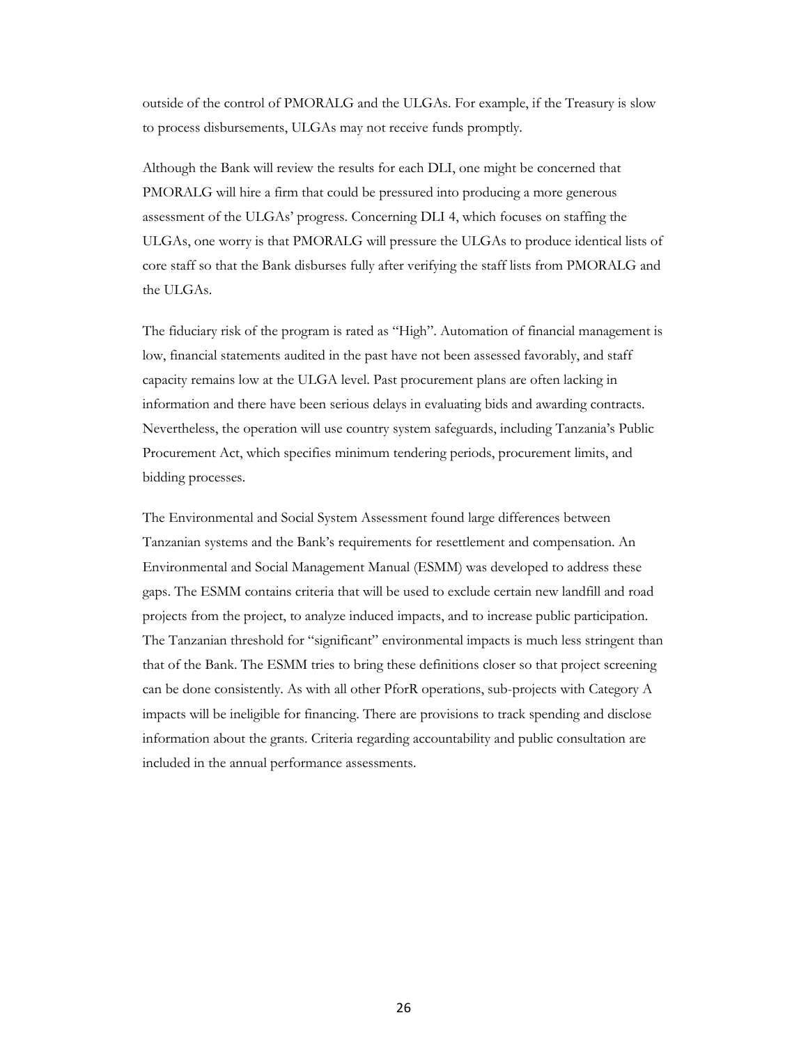outside of the control of PMORALG and the ULGAs. For example, if the Treasury is slow to process disbursements, ULGAs may not receive funds promptly.

Although the Bank will review the results for each DLI, one might be concerned that PMORALG will hire a firm that could be pressured into producing a more generous assessment of the ULGAs' progress. Concerning DLI 4, which focuses on staffing the ULGAs, one worry is that PMORALG will pressure the ULGAs to produce identical lists of core staff so that the Bank disburses fully after verifying the staff lists from PMORALG and the ULGAs.

The fiduciary risk of the program is rated as "High". Automation of financial management is low, financial statements audited in the past have not been assessed favorably, and staff capacity remains low at the ULGA level. Past procurement plans are often lacking in information and there have been serious delays in evaluating bids and awarding contracts. Nevertheless, the operation will use country system safeguards, including Tanzania's Public Procurement Act, which specifies minimum tendering periods, procurement limits, and bidding processes.

The Environmental and Social System Assessment found large differences between Tanzanian systems and the Bank's requirements for resettlement and compensation. An Environmental and Social Management Manual (ESMM) was developed to address these gaps. The ESMM contains criteria that will be used to exclude certain new landfill and road projects from the project, to analyze induced impacts, and to increase public participation. The Tanzanian threshold for "significant" environmental impacts is much less stringent than that of the Bank. The ESMM tries to bring these definitions closer so that project screening can be done consistently. As with all other PforR operations, sub-projects with Category A impacts will be ineligible for financing. There are provisions to track spending and disclose information about the grants. Criteria regarding accountability and public consultation are included in the annual performance assessments.